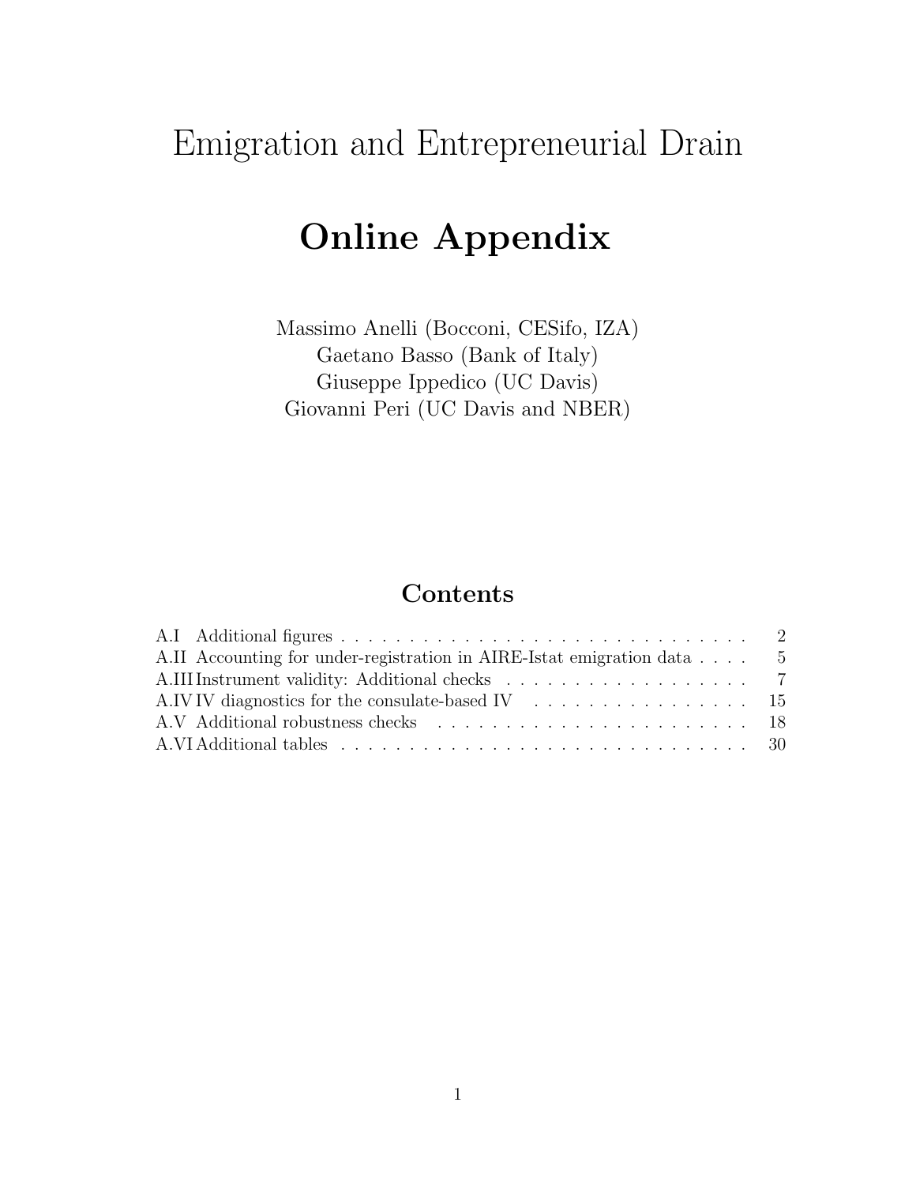# Emigration and Entrepreneurial Drain

# Online Appendix

Massimo Anelli (Bocconi, CESifo, IZA)
Gaetano Basso (Bank of Italy)
Giuseppe Ippedico (UC Davis)
Giovanni Peri (UC Davis and NBER)

## Contents

A.I Additional figures . . . . . . . . . . . . . . . . . . . . . . . . . . . . . . . . . 2
A.II Accounting for under-registration in AIRE-Istat emigration data . . . . 5
A.III Instrument validity: Additional checks . . . . . . . . . . . . . . . . . . . . 7
A.IV IV diagnostics for the consulate-based IV . . . . . . . . . . . . . . . . . . 15
A.V Additional robustness checks . . . . . . . . . . . . . . . . . . . . . . . . . 18
A.VI Additional tables . . . . . . . . . . . . . . . . . . . . . . . . . . . . . . . . 30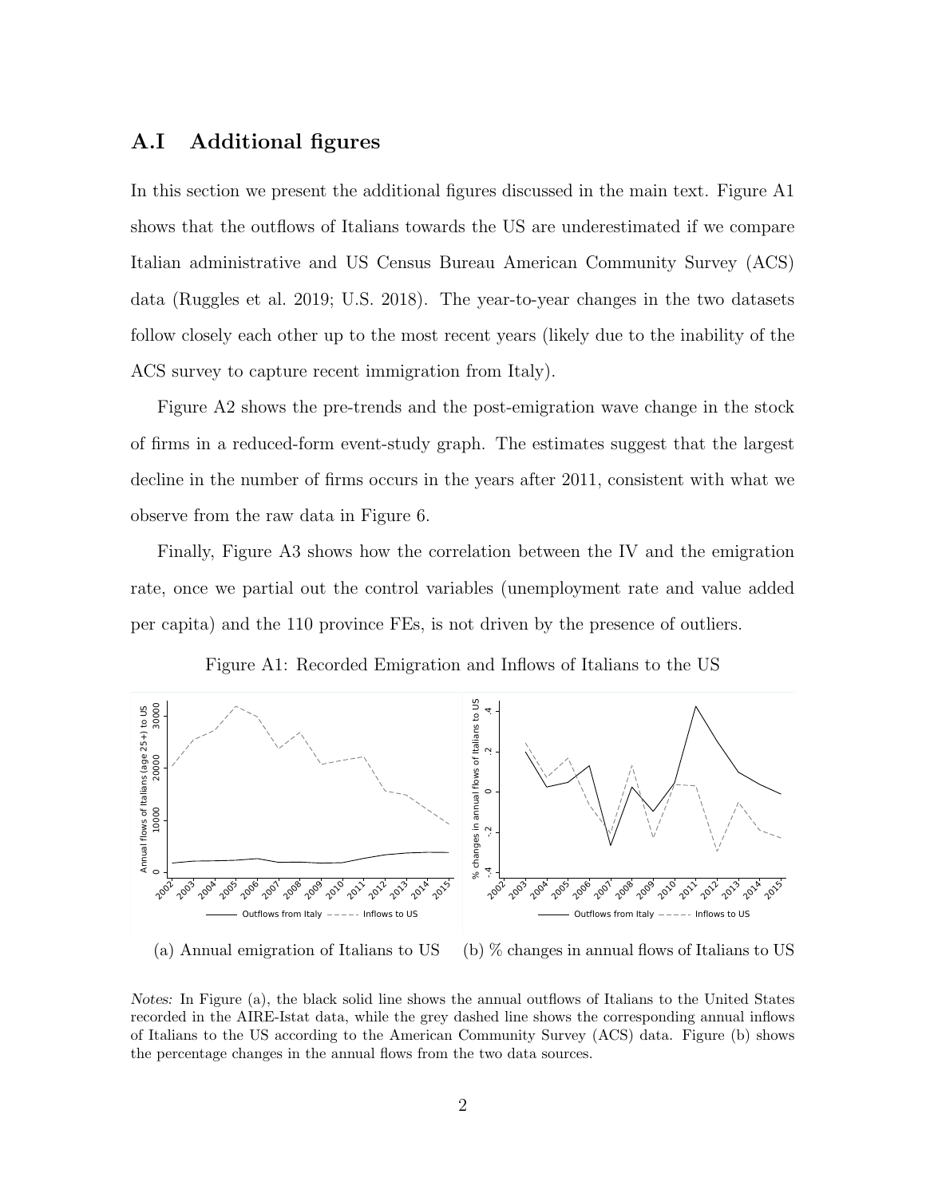## A.I Additional figures

In this section we present the additional figures discussed in the main text. Figure A1 shows that the outflows of Italians towards the US are underestimated if we compare Italian administrative and US Census Bureau American Community Survey (ACS) data (Ruggles et al. 2019; U.S. 2018). The year-to-year changes in the two datasets follow closely each other up to the most recent years (likely due to the inability of the ACS survey to capture recent immigration from Italy).

Figure A2 shows the pre-trends and the post-emigration wave change in the stock of firms in a reduced-form event-study graph. The estimates suggest that the largest decline in the number of firms occurs in the years after 2011, consistent with what we observe from the raw data in Figure 6.

Finally, Figure A3 shows how the correlation between the IV and the emigration rate, once we partial out the control variables (unemployment rate and value added per capita) and the 110 province FEs, is not driven by the presence of outliers.

Figure A1: Recorded Emigration and Inflows of Italians to the US

Annual flows of Italians (age 25+) to US
0
10000
20000
30000
2002 2003 2004 2005 2006 2007 2008 2009 2010 2011 2012 2013 2014 2015
Outflows from Italy
Inflows to US

(a) Annual emigration of Italians to US

% changes in annual flows of Italians to US
-.4
-.2
0
.2
.4
2002 2003 2004 2005 2006 2007 2008 2009 2010 2011 2012 2013 2014 2015
Outflows from Italy
Inflows to US

(b) % changes in annual flows of Italians to US

*Notes:* In Figure (a), the black solid line shows the annual outflows of Italians to the United States recorded in the AIRE-Istat data, while the grey dashed line shows the corresponding annual inflows of Italians to the US according to the American Community Survey (ACS) data. Figure (b) shows the percentage changes in the annual flows from the two data sources.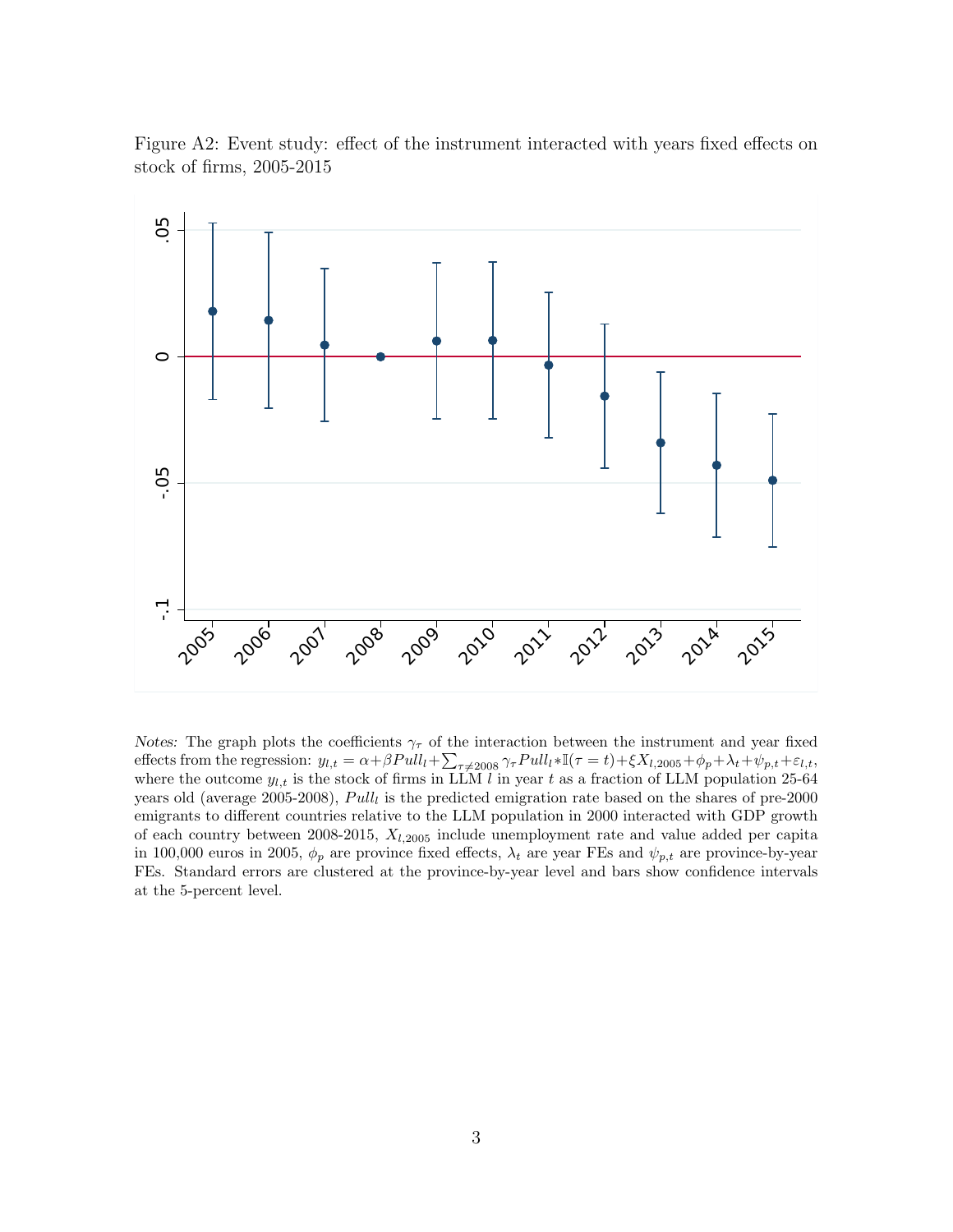Figure A2: Event study: effect of the instrument interacted with years fixed effects on stock of firms, 2005-2015

*Notes:* The graph plots the coefficients $\gamma_\tau$ of the interaction between the instrument and year fixed effects from the regression: $y_{l,t} = \alpha + \beta Pull_l + \sum_{\tau \neq 2008} \gamma_\tau Pull_l * \mathbb{I}(\tau = t) + \xi X_{l,2005} + \phi_p + \lambda_t + \psi_{p,t} + \varepsilon_{l,t}$, where the outcome $y_{l,t}$ is the stock of firms in LLM $l$ in year $t$ as a fraction of LLM population 25-64 years old (average 2005-2008), $Pull_l$ is the predicted emigration rate based on the shares of pre-2000 emigrants to different countries relative to the LLM population in 2000 interacted with GDP growth of each country between 2008-2015, $X_{l,2005}$ include unemployment rate and value added per capita in 100,000 euros in 2005, $\phi_p$ are province fixed effects, $\lambda_t$ are year FEs and $\psi_{p,t}$ are province-by-year FEs. Standard errors are clustered at the province-by-year level and bars show confidence intervals at the 5-percent level.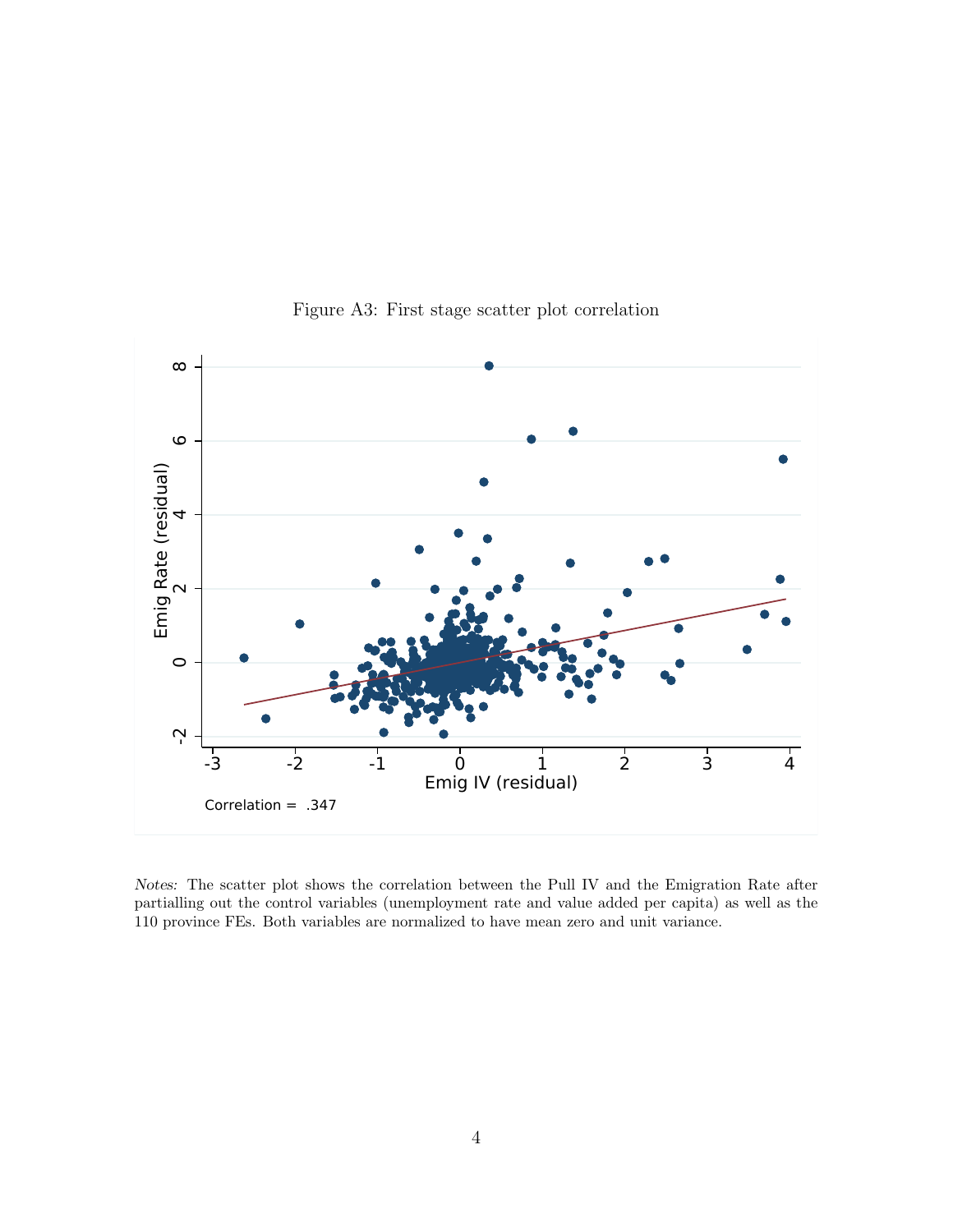Figure A3: First stage scatter plot correlation

Emig Rate (residual)

8

6

4

2

0

-2

-3 -2 -1 0 1 2 3 4

Emig IV (residual)

Correlation = .347

*Notes:* The scatter plot shows the correlation between the Pull IV and the Emigration Rate after partialling out the control variables (unemployment rate and value added per capita) as well as the 110 province FEs. Both variables are normalized to have mean zero and unit variance.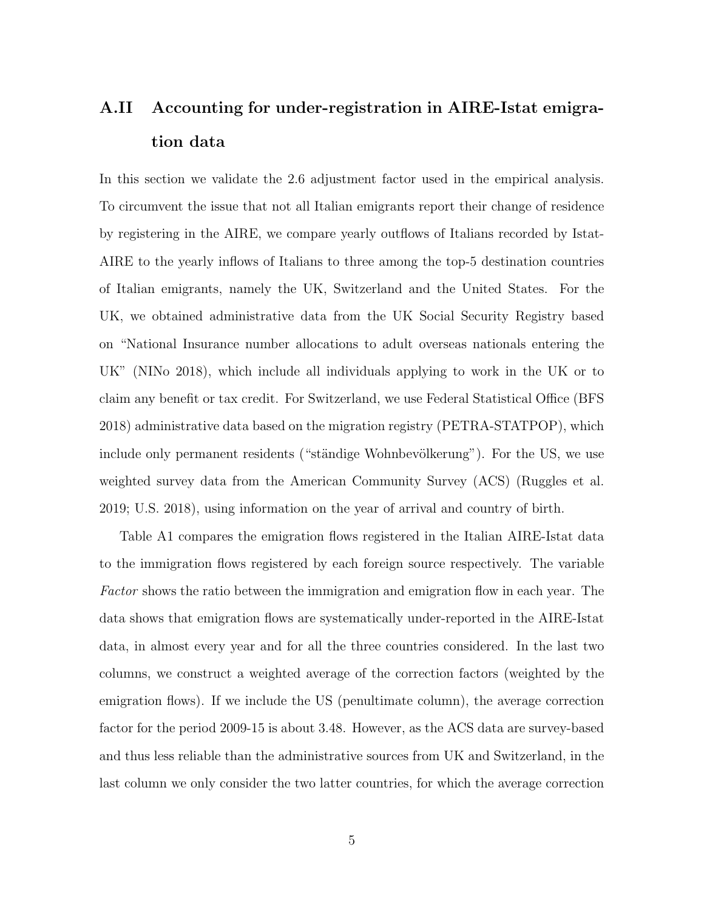## A.II Accounting for under-registration in AIRE-Istat emigration data

In this section we validate the 2.6 adjustment factor used in the empirical analysis. To circumvent the issue that not all Italian emigrants report their change of residence by registering in the AIRE, we compare yearly outflows of Italians recorded by Istat-AIRE to the yearly inflows of Italians to three among the top-5 destination countries of Italian emigrants, namely the UK, Switzerland and the United States. For the UK, we obtained administrative data from the UK Social Security Registry based on "National Insurance number allocations to adult overseas nationals entering the UK" (NINo 2018), which include all individuals applying to work in the UK or to claim any benefit or tax credit. For Switzerland, we use Federal Statistical Office (BFS 2018) administrative data based on the migration registry (PETRA-STATPOP), which include only permanent residents ("ständige Wohnbevölkerung"). For the US, we use weighted survey data from the American Community Survey (ACS) (Ruggles et al. 2019; U.S. 2018), using information on the year of arrival and country of birth.

Table A1 compares the emigration flows registered in the Italian AIRE-Istat data to the immigration flows registered by each foreign source respectively. The variable *Factor* shows the ratio between the immigration and emigration flow in each year. The data shows that emigration flows are systematically under-reported in the AIRE-Istat data, in almost every year and for all the three countries considered. In the last two columns, we construct a weighted average of the correction factors (weighted by the emigration flows). If we include the US (penultimate column), the average correction factor for the period 2009-15 is about 3.48. However, as the ACS data are survey-based and thus less reliable than the administrative sources from UK and Switzerland, in the last column we only consider the two latter countries, for which the average correction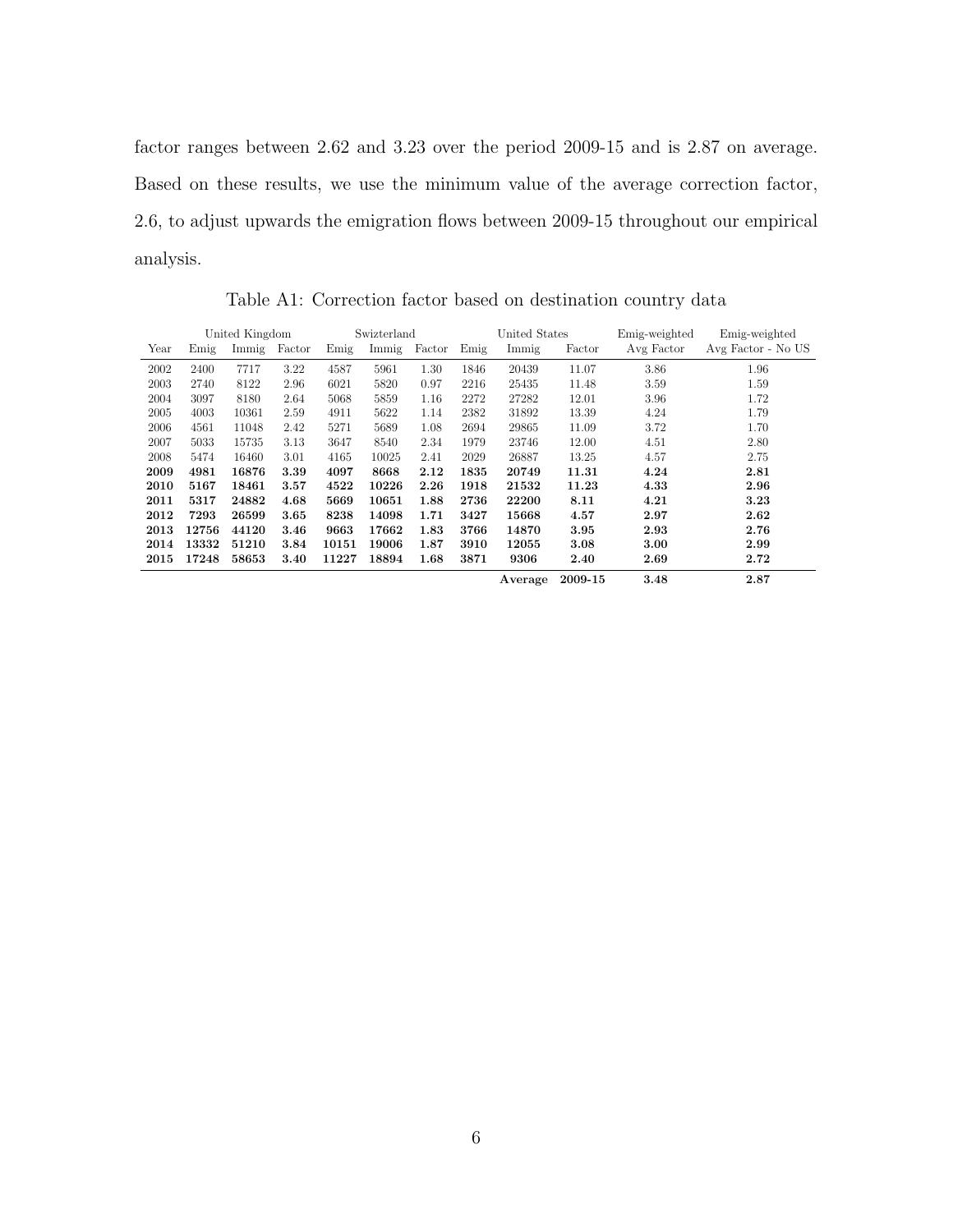factor ranges between 2.62 and 3.23 over the period 2009-15 and is 2.87 on average. Based on these results, we use the minimum value of the average correction factor, 2.6, to adjust upwards the emigration flows between 2009-15 throughout our empirical analysis.

Table A1: Correction factor based on destination country data

| | United Kingdom | | | Swizterland | | | United States | | | Emig-weighted | Emig-weighted |
|---|---|---|---|---|---|---|---|---|---|---|---|
| Year | Emig | Immig | Factor | Emig | Immig | Factor | Emig | Immig | Factor | Avg Factor | Avg Factor - No US |
| 2002 | 2400 | 7717 | 3.22 | 4587 | 5961 | 1.30 | 1846 | 20439 | 11.07 | 3.86 | 1.96 |
| 2003 | 2740 | 8122 | 2.96 | 6021 | 5820 | 0.97 | 2216 | 25435 | 11.48 | 3.59 | 1.59 |
| 2004 | 3097 | 8180 | 2.64 | 5068 | 5859 | 1.16 | 2272 | 27282 | 12.01 | 3.96 | 1.72 |
| 2005 | 4003 | 10361 | 2.59 | 4911 | 5622 | 1.14 | 2382 | 31892 | 13.39 | 4.24 | 1.79 |
| 2006 | 4561 | 11048 | 2.42 | 5271 | 5689 | 1.08 | 2694 | 29865 | 11.09 | 3.72 | 1.70 |
| 2007 | 5033 | 15735 | 3.13 | 3647 | 8540 | 2.34 | 1979 | 23746 | 12.00 | 4.51 | 2.80 |
| 2008 | 5474 | 16460 | 3.01 | 4165 | 10025 | 2.41 | 2029 | 26887 | 13.25 | 4.57 | 2.75 |
| **2009** | **4981** | **16876** | **3.39** | **4097** | **8668** | **2.12** | **1835** | **20749** | **11.31** | **4.24** | **2.81** |
| **2010** | **5167** | **18461** | **3.57** | **4522** | **10226** | **2.26** | **1918** | **21532** | **11.23** | **4.33** | **2.96** |
| **2011** | **5317** | **24882** | **4.68** | **5669** | **10651** | **1.88** | **2736** | **22200** | **8.11** | **4.21** | **3.23** |
| **2012** | **7293** | **26599** | **3.65** | **8238** | **14098** | **1.71** | **3427** | **15668** | **4.57** | **2.97** | **2.62** |
| **2013** | **12756** | **44120** | **3.46** | **9663** | **17662** | **1.83** | **3766** | **14870** | **3.95** | **2.93** | **2.76** |
| **2014** | **13332** | **51210** | **3.84** | **10151** | **19006** | **1.87** | **3910** | **12055** | **3.08** | **3.00** | **2.99** |
| **2015** | **17248** | **58653** | **3.40** | **11227** | **18894** | **1.68** | **3871** | **9306** | **2.40** | **2.69** | **2.72** |
| | | | | | | | | **Average** | **2009-15** | **3.48** | **2.87** |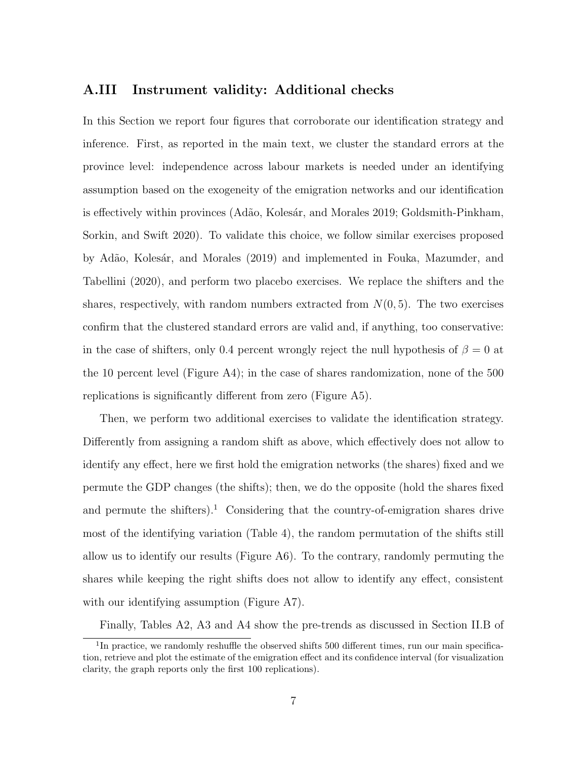## A.III Instrument validity: Additional checks

In this Section we report four figures that corroborate our identification strategy and inference. First, as reported in the main text, we cluster the standard errors at the province level: independence across labour markets is needed under an identifying assumption based on the exogeneity of the emigration networks and our identification is effectively within provinces (Adão, Kolesár, and Morales 2019; Goldsmith-Pinkham, Sorkin, and Swift 2020). To validate this choice, we follow similar exercises proposed by Adão, Kolesár, and Morales (2019) and implemented in Fouka, Mazumder, and Tabellini (2020), and perform two placebo exercises. We replace the shifters and the shares, respectively, with random numbers extracted from $N(0, 5)$. The two exercises confirm that the clustered standard errors are valid and, if anything, too conservative: in the case of shifters, only 0.4 percent wrongly reject the null hypothesis of $\beta = 0$ at the 10 percent level (Figure A4); in the case of shares randomization, none of the 500 replications is significantly different from zero (Figure A5).

Then, we perform two additional exercises to validate the identification strategy. Differently from assigning a random shift as above, which effectively does not allow to identify any effect, here we first hold the emigration networks (the shares) fixed and we permute the GDP changes (the shifts); then, we do the opposite (hold the shares fixed and permute the shifters).[1] Considering that the country-of-emigration shares drive most of the identifying variation (Table 4), the random permutation of the shifts still allow us to identify our results (Figure A6). To the contrary, randomly permuting the shares while keeping the right shifts does not allow to identify any effect, consistent with our identifying assumption (Figure A7).

Finally, Tables A2, A3 and A4 show the pre-trends as discussed in Section II.B of

[1] In practice, we randomly reshuffle the observed shifts 500 different times, run our main specification, retrieve and plot the estimate of the emigration effect and its confidence interval (for visualization clarity, the graph reports only the first 100 replications).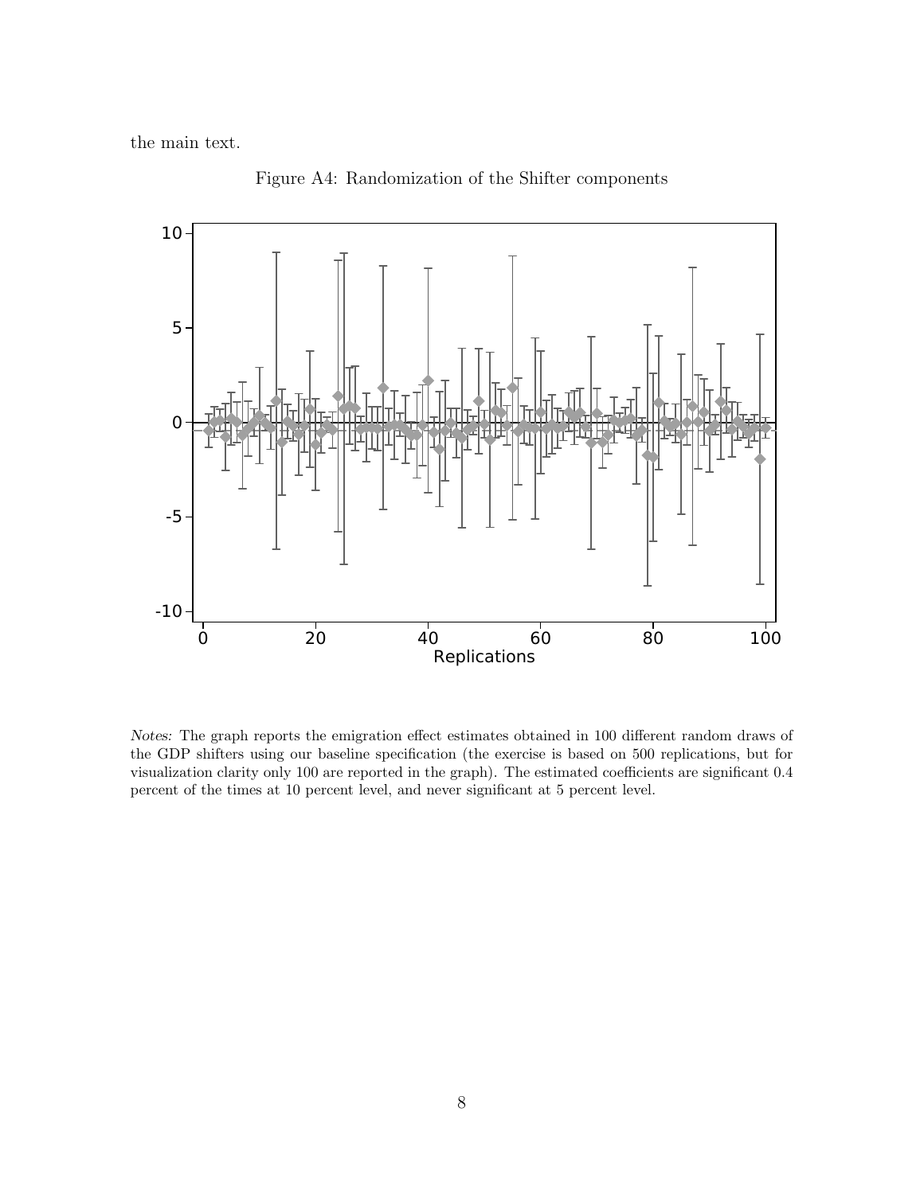the main text.

Figure A4: Randomization of the Shifter components

10

5

0

-5

-10

0

20

40

60

80

100

Replications

*Notes:* The graph reports the emigration effect estimates obtained in 100 different random draws of the GDP shifters using our baseline specification (the exercise is based on 500 replications, but for visualization clarity only 100 are reported in the graph). The estimated coefficients are significant 0.4 percent of the times at 10 percent level, and never significant at 5 percent level.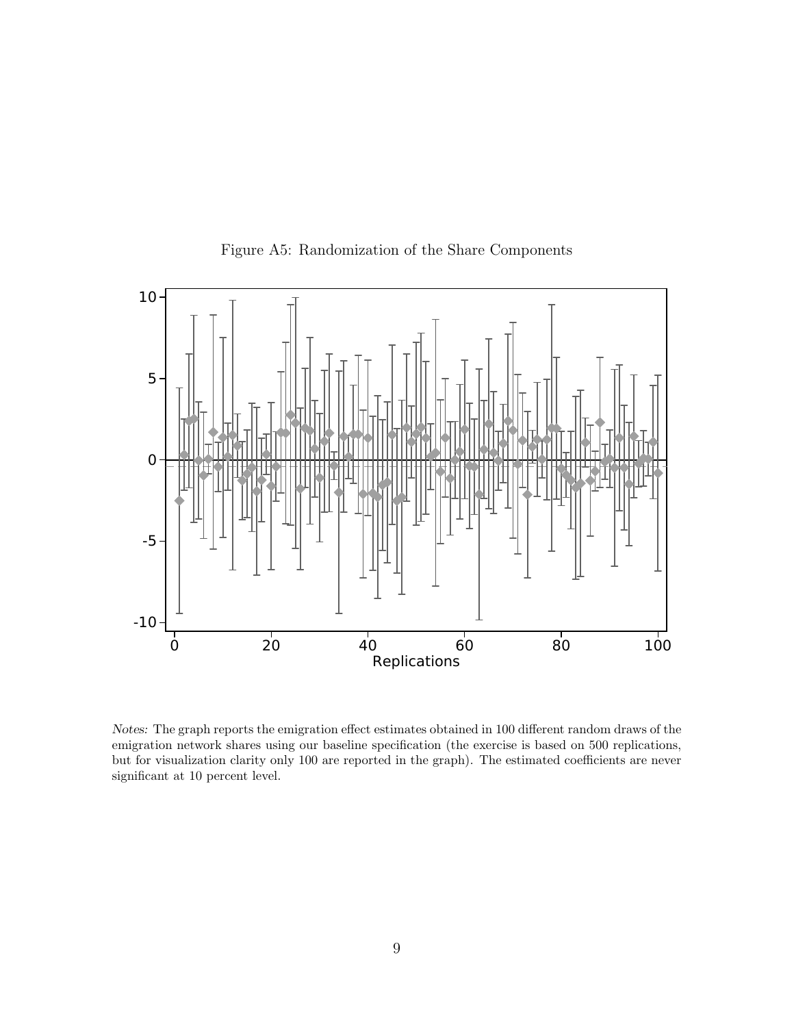Figure A5: Randomization of the Share Components

10
5
0
-5
-10

0
20
40
60
80
100

Replications

*Notes:* The graph reports the emigration effect estimates obtained in 100 different random draws of the emigration network shares using our baseline specification (the exercise is based on 500 replications, but for visualization clarity only 100 are reported in the graph). The estimated coefficients are never significant at 10 percent level.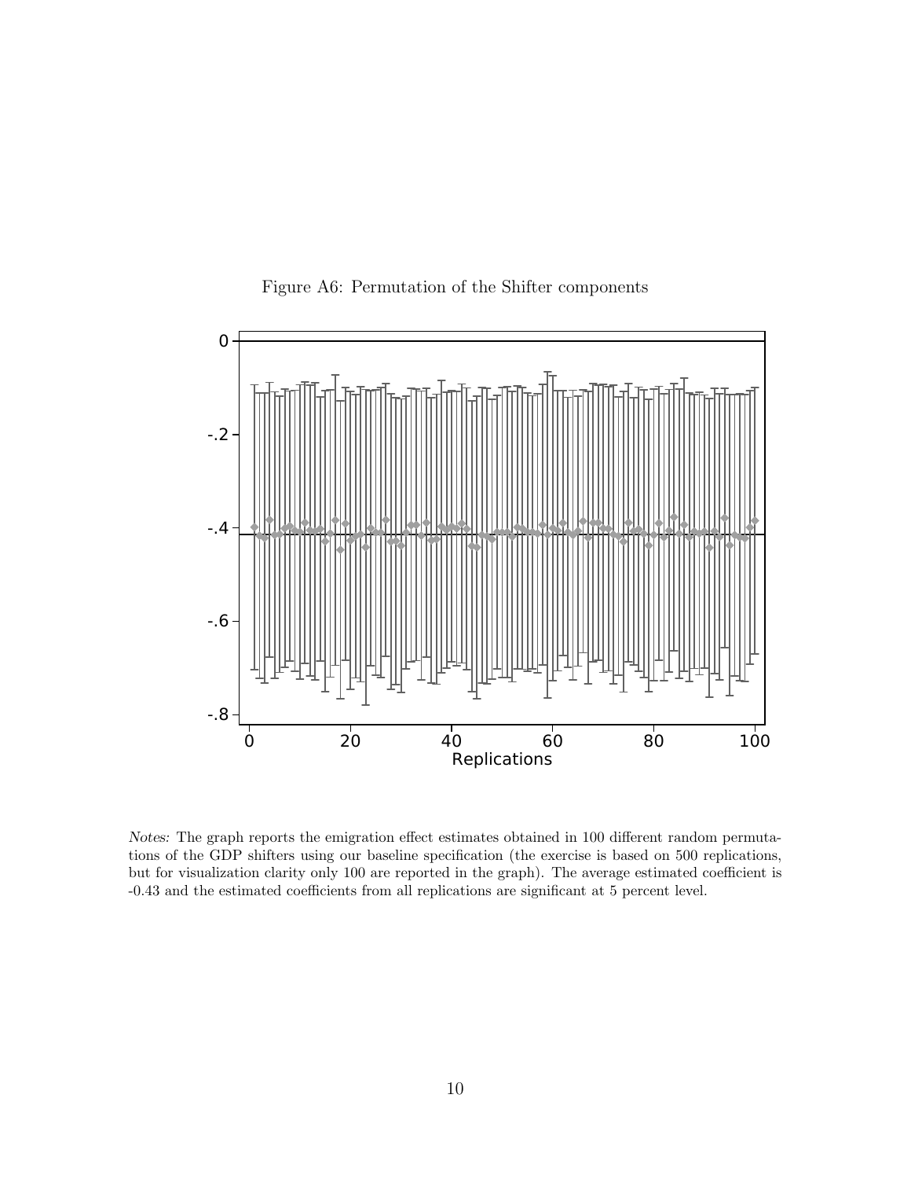Figure A6: Permutation of the Shifter components

0

-.2

-.4

-.6

-.8

0

20

40

60

80

100

Replications

*Notes:* The graph reports the emigration effect estimates obtained in 100 different random permutations of the GDP shifters using our baseline specification (the exercise is based on 500 replications, but for visualization clarity only 100 are reported in the graph). The average estimated coefficient is -0.43 and the estimated coefficients from all replications are significant at 5 percent level.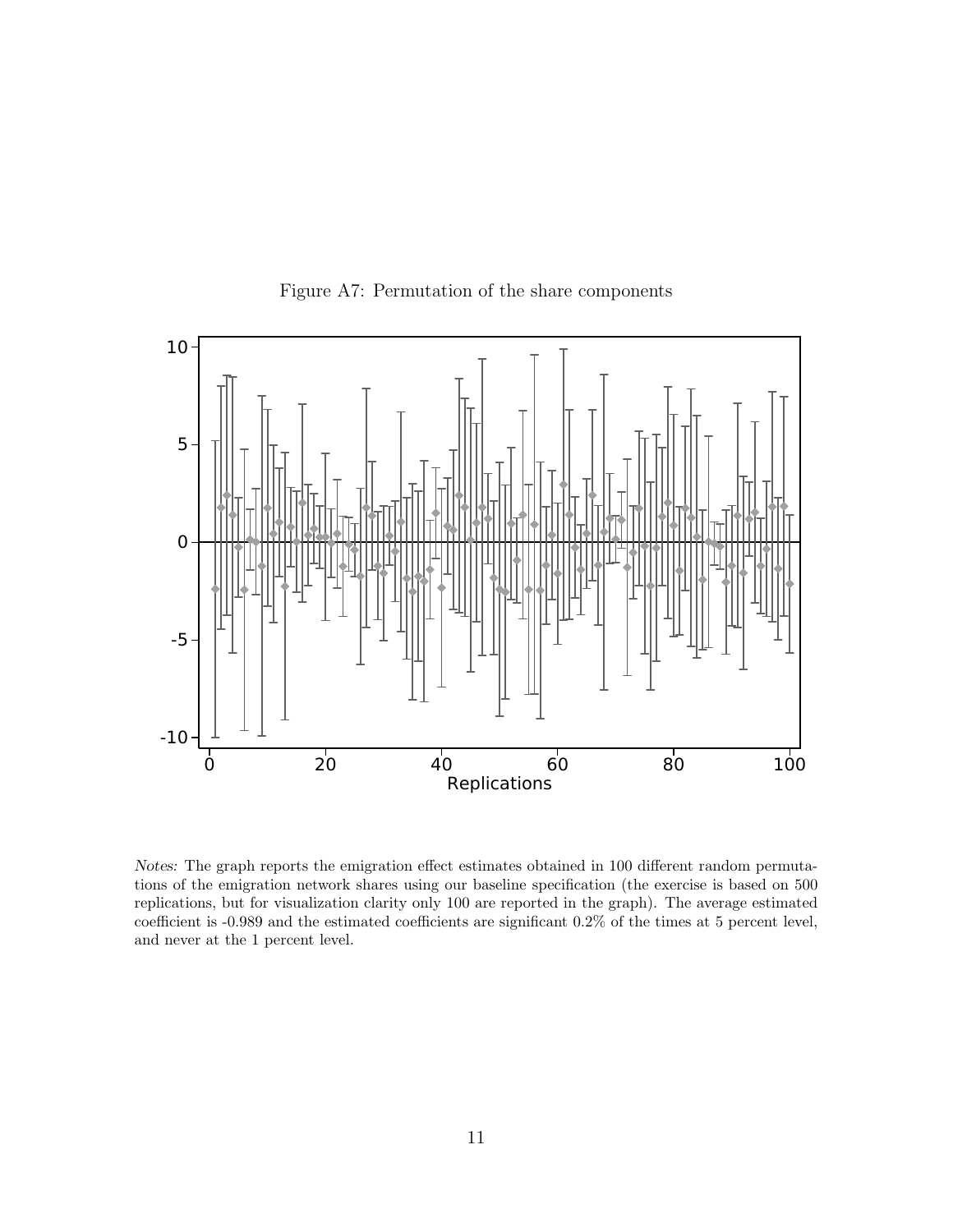Figure A7: Permutation of the share components

10

5

0

-5

-10

0 20 40 60 80 100

Replications

*Notes:* The graph reports the emigration effect estimates obtained in 100 different random permutations of the emigration network shares using our baseline specification (the exercise is based on 500 replications, but for visualization clarity only 100 are reported in the graph). The average estimated coefficient is -0.989 and the estimated coefficients are significant 0.2% of the times at 5 percent level, and never at the 1 percent level.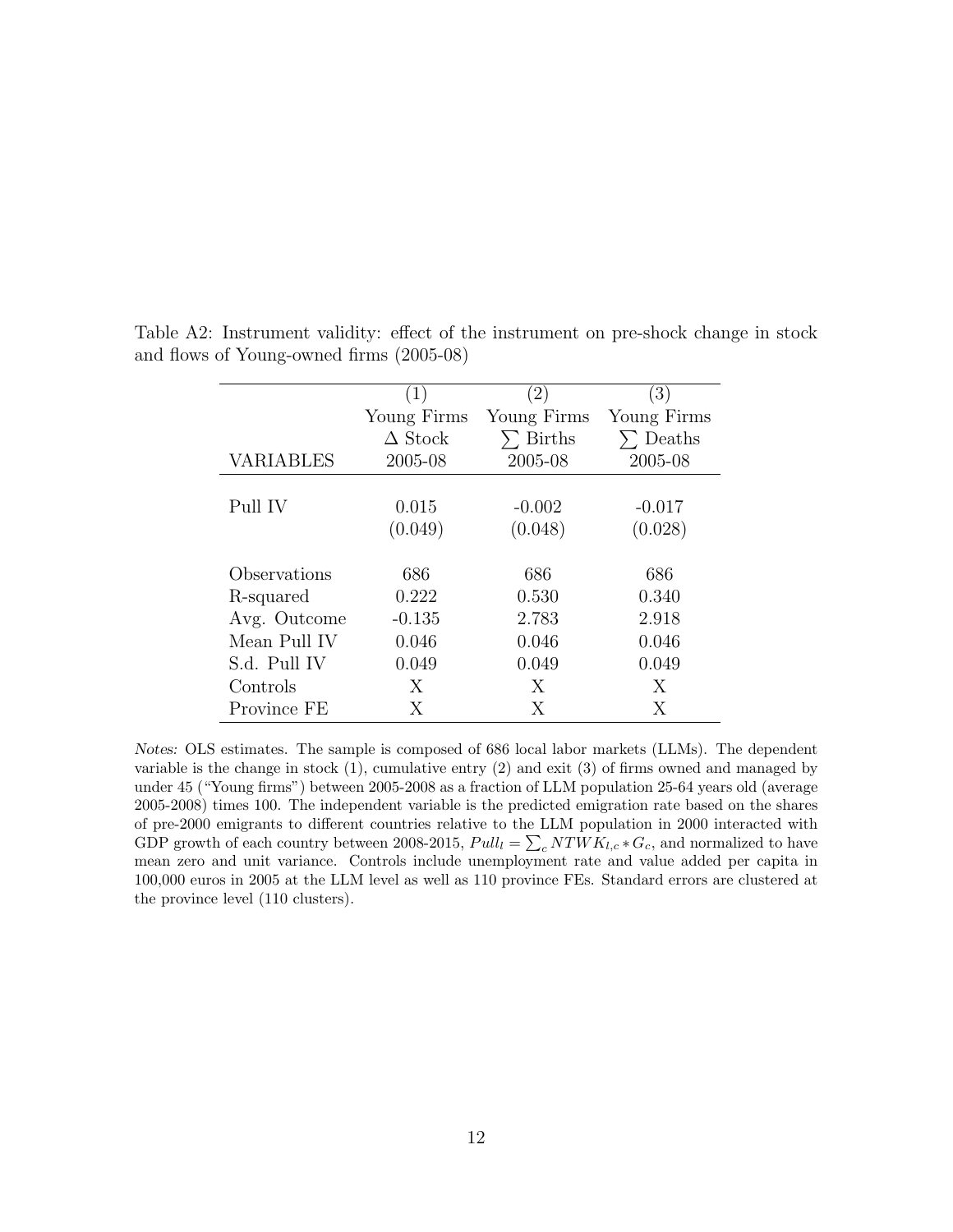Table A2: Instrument validity: effect of the instrument on pre-shock change in stock and flows of Young-owned firms (2005-08)

| VARIABLES | (1)<br>Young Firms<br>$\Delta$ Stock<br>2005-08 | (2)<br>Young Firms<br>$\sum$ Births<br>2005-08 | (3)<br>Young Firms<br>$\sum$ Deaths<br>2005-08 |
|---|---|---|---|
| Pull IV | 0.015 | -0.002 | -0.017 |
| | (0.049) | (0.048) | (0.028) |
| Observations | 686 | 686 | 686 |
| R-squared | 0.222 | 0.530 | 0.340 |
| Avg. Outcome | -0.135 | 2.783 | 2.918 |
| Mean Pull IV | 0.046 | 0.046 | 0.046 |
| S.d. Pull IV | 0.049 | 0.049 | 0.049 |
| Controls | X | X | X |
| Province FE | X | X | X |

*Notes:* OLS estimates. The sample is composed of 686 local labor markets (LLMs). The dependent variable is the change in stock (1), cumulative entry (2) and exit (3) of firms owned and managed by under 45 ("Young firms") between 2005-2008 as a fraction of LLM population 25-64 years old (average 2005-2008) times 100. The independent variable is the predicted emigration rate based on the shares of pre-2000 emigrants to different countries relative to the LLM population in 2000 interacted with GDP growth of each country between 2008-2015, $Pull_l = \sum_c NTWK_{l,c} * G_c$, and normalized to have mean zero and unit variance. Controls include unemployment rate and value added per capita in 100,000 euros in 2005 at the LLM level as well as 110 province FEs. Standard errors are clustered at the province level (110 clusters).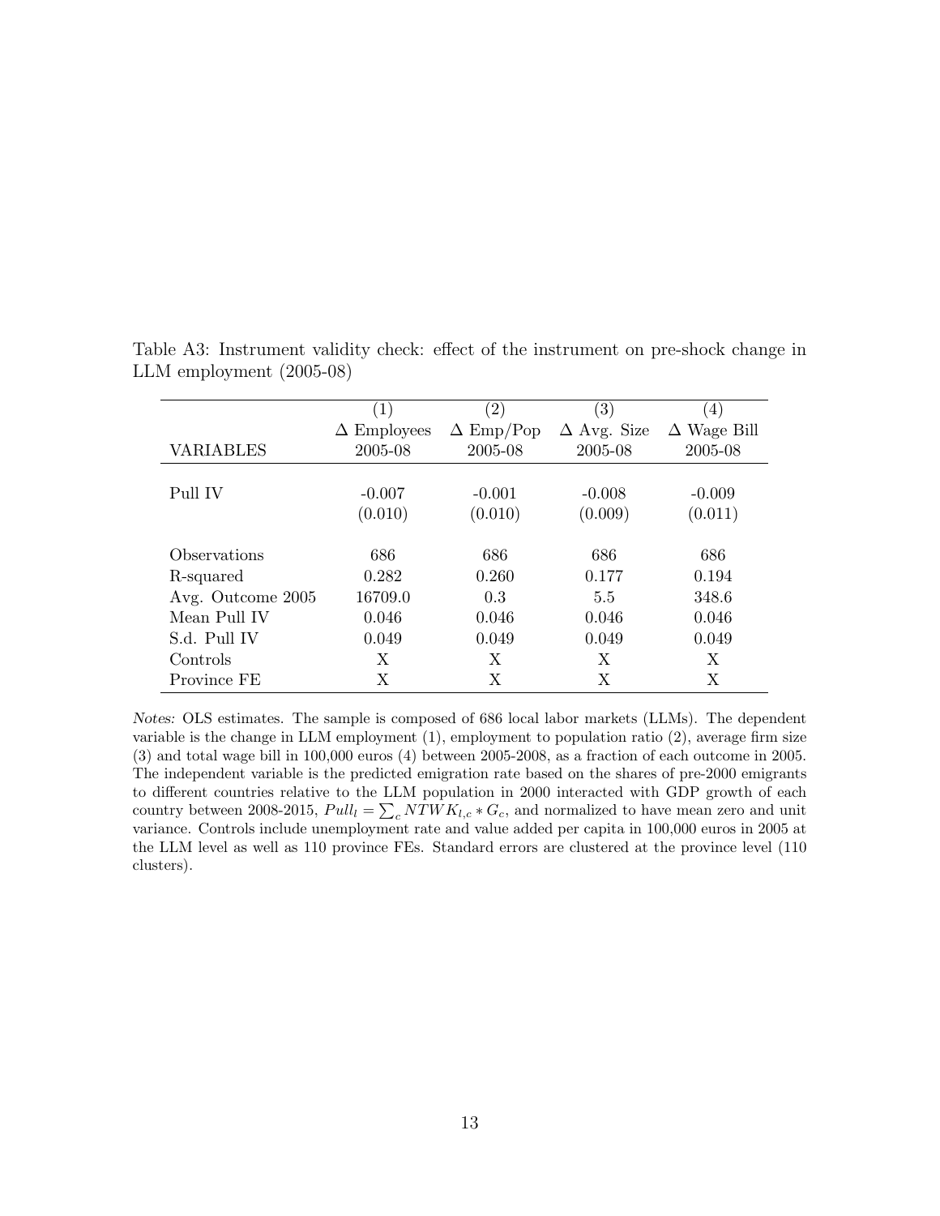Table A3: Instrument validity check: effect of the instrument on pre-shock change in LLM employment (2005-08)

| VARIABLES | (1)<br>$\Delta$ Employees<br>2005-08 | (2)<br>$\Delta$ Emp/Pop<br>2005-08 | (3)<br>$\Delta$ Avg. Size<br>2005-08 | (4)<br>$\Delta$ Wage Bill<br>2005-08 |
|---|---|---|---|---|
| Pull IV | -0.007 | -0.001 | -0.008 | -0.009 |
| | (0.010) | (0.010) | (0.009) | (0.011) |
| Observations | 686 | 686 | 686 | 686 |
| R-squared | 0.282 | 0.260 | 0.177 | 0.194 |
| Avg. Outcome 2005 | 16709.0 | 0.3 | 5.5 | 348.6 |
| Mean Pull IV | 0.046 | 0.046 | 0.046 | 0.046 |
| S.d. Pull IV | 0.049 | 0.049 | 0.049 | 0.049 |
| Controls | X | X | X | X |
| Province FE | X | X | X | X |

*Notes:* OLS estimates. The sample is composed of 686 local labor markets (LLMs). The dependent variable is the change in LLM employment (1), employment to population ratio (2), average firm size (3) and total wage bill in 100,000 euros (4) between 2005-2008, as a fraction of each outcome in 2005. The independent variable is the predicted emigration rate based on the shares of pre-2000 emigrants to different countries relative to the LLM population in 2000 interacted with GDP growth of each country between 2008-2015, $Pull_l = \sum_c NTWK_{l,c} * G_c$, and normalized to have mean zero and unit variance. Controls include unemployment rate and value added per capita in 100,000 euros in 2005 at the LLM level as well as 110 province FEs. Standard errors are clustered at the province level (110 clusters).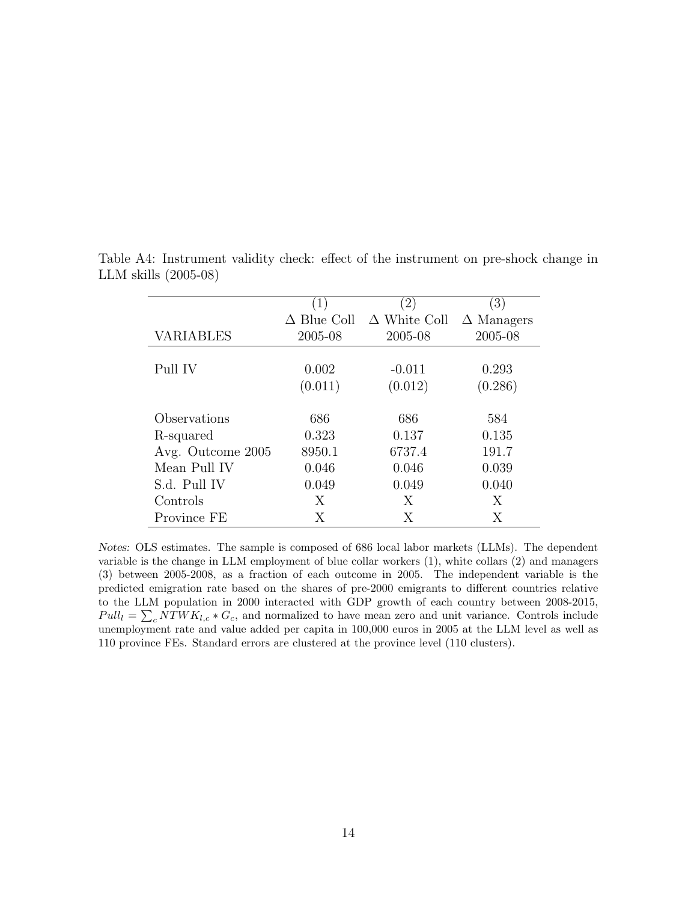Table A4: Instrument validity check: effect of the instrument on pre-shock change in LLM skills (2005-08)

| | (1) | (2) | (3) |
|---|---|---|---|
| | Δ Blue Coll | Δ White Coll | Δ Managers |
| VARIABLES | 2005-08 | 2005-08 | 2005-08 |
| Pull IV | 0.002 | -0.011 | 0.293 |
| | (0.011) | (0.012) | (0.286) |
| Observations | 686 | 686 | 584 |
| R-squared | 0.323 | 0.137 | 0.135 |
| Avg. Outcome 2005 | 8950.1 | 6737.4 | 191.7 |
| Mean Pull IV | 0.046 | 0.046 | 0.039 |
| S.d. Pull IV | 0.049 | 0.049 | 0.040 |
| Controls | X | X | X |
| Province FE | X | X | X |

*Notes:* OLS estimates. The sample is composed of 686 local labor markets (LLMs). The dependent variable is the change in LLM employment of blue collar workers (1), white collars (2) and managers (3) between 2005-2008, as a fraction of each outcome in 2005. The independent variable is the predicted emigration rate based on the shares of pre-2000 emigrants to different countries relative to the LLM population in 2000 interacted with GDP growth of each country between 2008-2015, $Pull_l = \sum_c NTWK_{l,c} * G_c$, and normalized to have mean zero and unit variance. Controls include unemployment rate and value added per capita in 100,000 euros in 2005 at the LLM level as well as 110 province FEs. Standard errors are clustered at the province level (110 clusters).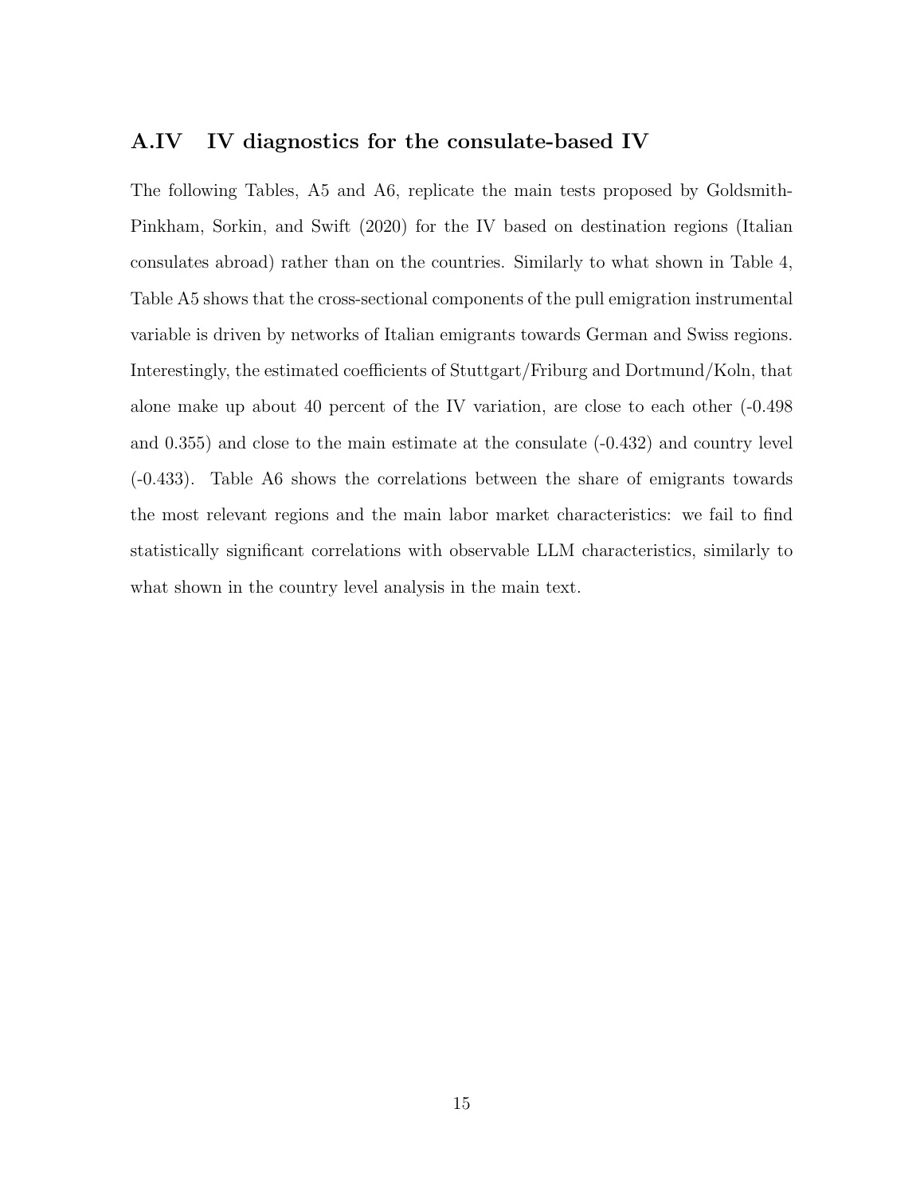## A.IV IV diagnostics for the consulate-based IV

The following Tables, A5 and A6, replicate the main tests proposed by Goldsmith-Pinkham, Sorkin, and Swift (2020) for the IV based on destination regions (Italian consulates abroad) rather than on the countries. Similarly to what shown in Table 4, Table A5 shows that the cross-sectional components of the pull emigration instrumental variable is driven by networks of Italian emigrants towards German and Swiss regions. Interestingly, the estimated coefficients of Stuttgart/Friburg and Dortmund/Koln, that alone make up about 40 percent of the IV variation, are close to each other (-0.498 and 0.355) and close to the main estimate at the consulate (-0.432) and country level (-0.433). Table A6 shows the correlations between the share of emigrants towards the most relevant regions and the main labor market characteristics: we fail to find statistically significant correlations with observable LLM characteristics, similarly to what shown in the country level analysis in the main text.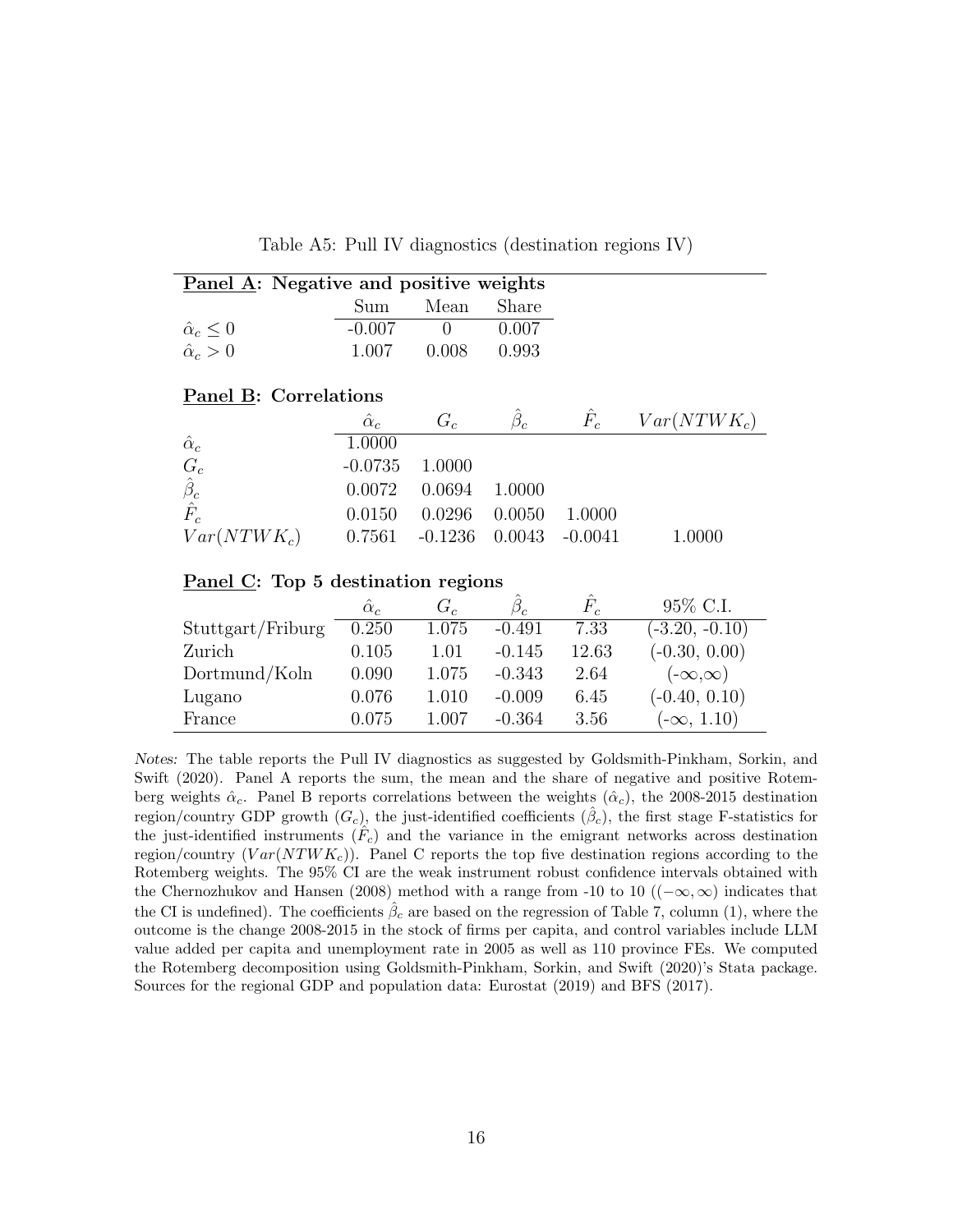Table A5: Pull IV diagnostics (destination regions IV)

**Panel A: Negative and positive weights**

| | Sum | Mean | Share |
|---|---|---|---|
| $\hat{\alpha}_c \leq 0$ | -0.007 | 0 | 0.007 |
| $\hat{\alpha}_c > 0$ | 1.007 | 0.008 | 0.993 |

**Panel B: Correlations**

| | $\hat{\alpha}_c$ | $G_c$ | $\hat{\beta}_c$ | $\hat{F}_c$ | $Var(NTWK_c)$ |
|---|---|---|---|---|---|
| $\hat{\alpha}_c$ | 1.0000 | | | | |
| $G_c$ | -0.0735 | 1.0000 | | | |
| $\hat{\beta}_c$ | 0.0072 | 0.0694 | 1.0000 | | |
| $\hat{F}_c$ | 0.0150 | 0.0296 | 0.0050 | 1.0000 | |
| $Var(NTWK_c)$ | 0.7561 | -0.1236 | 0.0043 | -0.0041 | 1.0000 |

**Panel C: Top 5 destination regions**

| | $\hat{\alpha}_c$ | $G_c$ | $\hat{\beta}_c$ | $\hat{F}_c$ | 95% C.I. |
|---|---|---|---|---|---|
| Stuttgart/Friburg | 0.250 | 1.075 | -0.491 | 7.33 | (-3.20, -0.10) |
| Zurich | 0.105 | 1.01 | -0.145 | 12.63 | (-0.30, 0.00) |
| Dortmund/Koln | 0.090 | 1.075 | -0.343 | 2.64 | $(-\infty,\infty)$ |
| Lugano | 0.076 | 1.010 | -0.009 | 6.45 | (-0.40, 0.10) |
| France | 0.075 | 1.007 | -0.364 | 3.56 | $(-\infty, 1.10)$ |

*Notes:* The table reports the Pull IV diagnostics as suggested by Goldsmith-Pinkham, Sorkin, and Swift (2020). Panel A reports the sum, the mean and the share of negative and positive Rotemberg weights $\hat{\alpha}_c$. Panel B reports correlations between the weights ($\hat{\alpha}_c$), the 2008-2015 destination region/country GDP growth ($G_c$), the just-identified coefficients ($\hat{\beta}_c$), the first stage F-statistics for the just-identified instruments ($\hat{F}_c$) and the variance in the emigrant networks across destination region/country ($Var(NTWK_c)$). Panel C reports the top five destination regions according to the Rotemberg weights. The 95% CI are the weak instrument robust confidence intervals obtained with the Chernozhukov and Hansen (2008) method with a range from -10 to 10 ($(-\infty, \infty)$ indicates that the CI is undefined). The coefficients $\hat{\beta}_c$ are based on the regression of Table 7, column (1), where the outcome is the change 2008-2015 in the stock of firms per capita, and control variables include LLM value added per capita and unemployment rate in 2005 as well as 110 province FEs. We computed the Rotemberg decomposition using Goldsmith-Pinkham, Sorkin, and Swift (2020)'s Stata package. Sources for the regional GDP and population data: Eurostat (2019) and BFS (2017).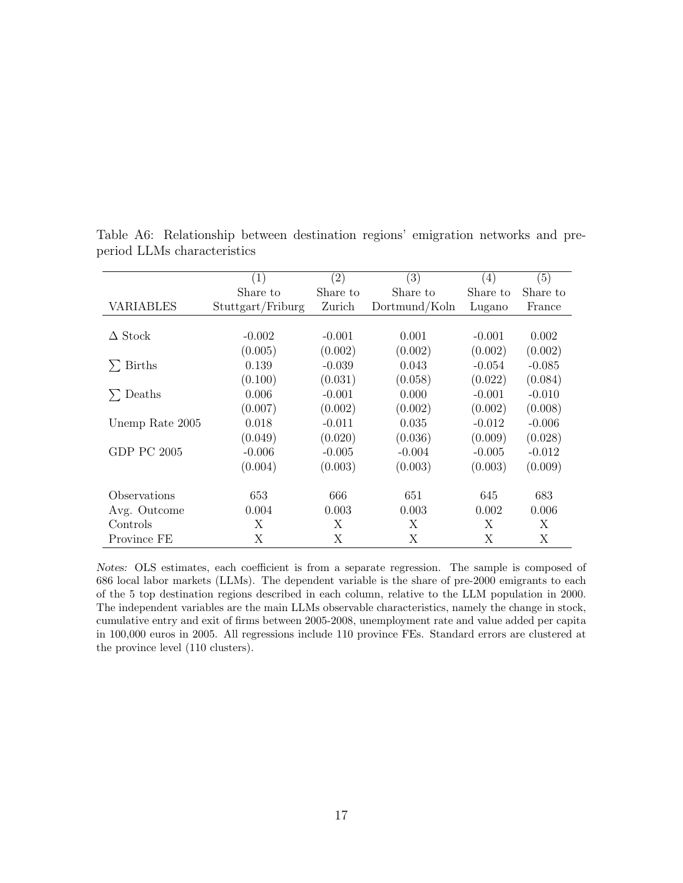Table A6: Relationship between destination regions' emigration networks and pre-period LLMs characteristics

| | (1) | (2) | (3) | (4) | (5) |
|---|---|---|---|---|---|
| | Share to | Share to | Share to | Share to | Share to |
| VARIABLES | Stuttgart/Friburg | Zurich | Dortmund/Koln | Lugano | France |
| $\Delta$ Stock | -0.002 | -0.001 | 0.001 | -0.001 | 0.002 |
| | (0.005) | (0.002) | (0.002) | (0.002) | (0.002) |
| $\sum$ Births | 0.139 | -0.039 | 0.043 | -0.054 | -0.085 |
| | (0.100) | (0.031) | (0.058) | (0.022) | (0.084) |
| $\sum$ Deaths | 0.006 | -0.001 | 0.000 | -0.001 | -0.010 |
| | (0.007) | (0.002) | (0.002) | (0.002) | (0.008) |
| Unemp Rate 2005 | 0.018 | -0.011 | 0.035 | -0.012 | -0.006 |
| | (0.049) | (0.020) | (0.036) | (0.009) | (0.028) |
| GDP PC 2005 | -0.006 | -0.005 | -0.004 | -0.005 | -0.012 |
| | (0.004) | (0.003) | (0.003) | (0.003) | (0.009) |
| Observations | 653 | 666 | 651 | 645 | 683 |
| Avg. Outcome | 0.004 | 0.003 | 0.003 | 0.002 | 0.006 |
| Controls | X | X | X | X | X |
| Province FE | X | X | X | X | X |

*Notes:* OLS estimates, each coefficient is from a separate regression. The sample is composed of 686 local labor markets (LLMs). The dependent variable is the share of pre-2000 emigrants to each of the 5 top destination regions described in each column, relative to the LLM population in 2000. The independent variables are the main LLMs observable characteristics, namely the change in stock, cumulative entry and exit of firms between 2005-2008, unemployment rate and value added per capita in 100,000 euros in 2005. All regressions include 110 province FEs. Standard errors are clustered at the province level (110 clusters).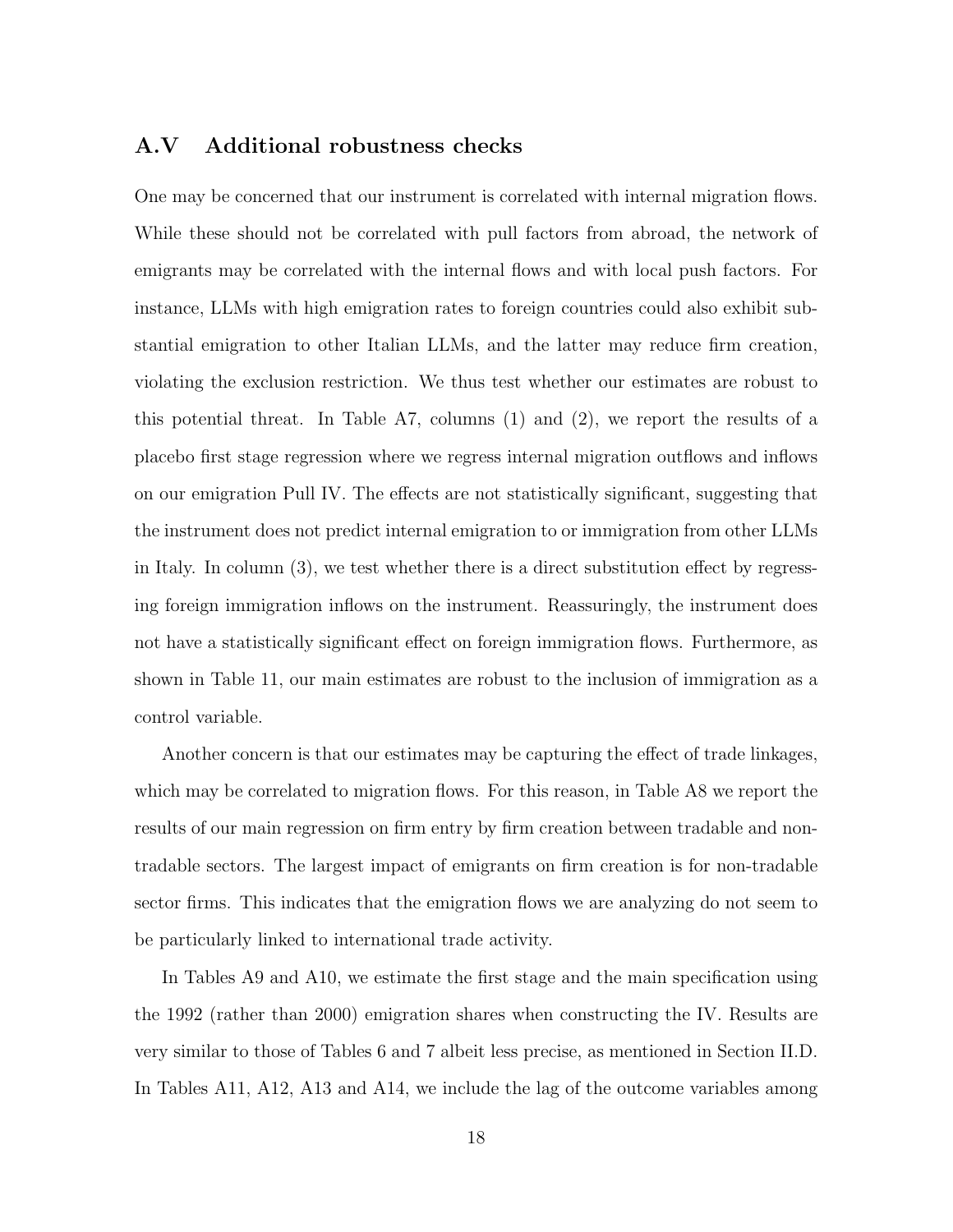## A.V Additional robustness checks

One may be concerned that our instrument is correlated with internal migration flows. While these should not be correlated with pull factors from abroad, the network of emigrants may be correlated with the internal flows and with local push factors. For instance, LLMs with high emigration rates to foreign countries could also exhibit substantial emigration to other Italian LLMs, and the latter may reduce firm creation, violating the exclusion restriction. We thus test whether our estimates are robust to this potential threat. In Table A7, columns (1) and (2), we report the results of a placebo first stage regression where we regress internal migration outflows and inflows on our emigration Pull IV. The effects are not statistically significant, suggesting that the instrument does not predict internal emigration to or immigration from other LLMs in Italy. In column (3), we test whether there is a direct substitution effect by regressing foreign immigration inflows on the instrument. Reassuringly, the instrument does not have a statistically significant effect on foreign immigration flows. Furthermore, as shown in Table 11, our main estimates are robust to the inclusion of immigration as a control variable.

Another concern is that our estimates may be capturing the effect of trade linkages, which may be correlated to migration flows. For this reason, in Table A8 we report the results of our main regression on firm entry by firm creation between tradable and non-tradable sectors. The largest impact of emigrants on firm creation is for non-tradable sector firms. This indicates that the emigration flows we are analyzing do not seem to be particularly linked to international trade activity.

In Tables A9 and A10, we estimate the first stage and the main specification using the 1992 (rather than 2000) emigration shares when constructing the IV. Results are very similar to those of Tables 6 and 7 albeit less precise, as mentioned in Section II.D. In Tables A11, A12, A13 and A14, we include the lag of the outcome variables among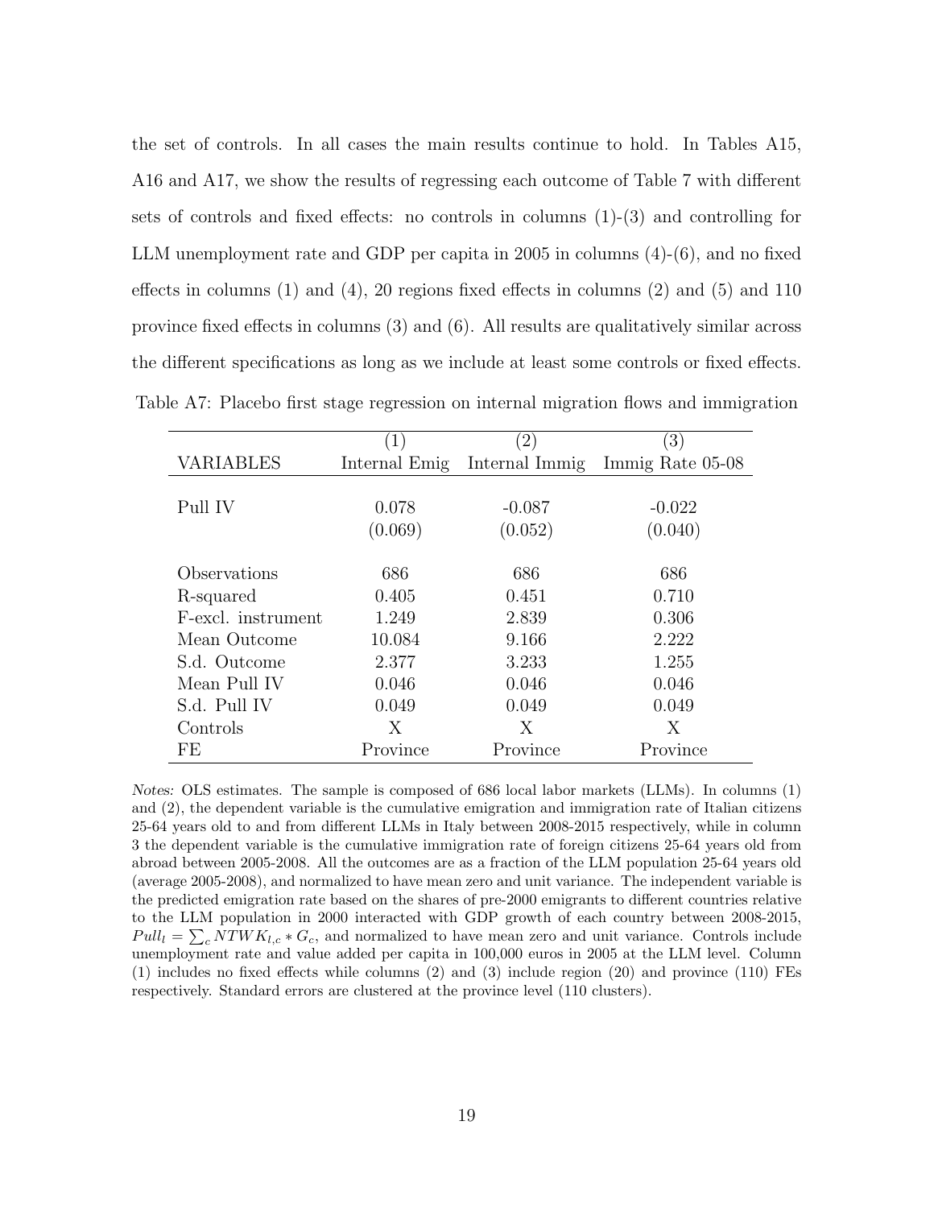the set of controls. In all cases the main results continue to hold. In Tables A15, A16 and A17, we show the results of regressing each outcome of Table 7 with different sets of controls and fixed effects: no controls in columns (1)-(3) and controlling for LLM unemployment rate and GDP per capita in 2005 in columns (4)-(6), and no fixed effects in columns (1) and (4), 20 regions fixed effects in columns (2) and (5) and 110 province fixed effects in columns (3) and (6). All results are qualitatively similar across the different specifications as long as we include at least some controls or fixed effects.

Table A7: Placebo first stage regression on internal migration flows and immigration

| | (1) | (2) | (3) |
|---|---|---|---|
| VARIABLES | Internal Emig | Internal Immig | Immig Rate 05-08 |
| Pull IV | 0.078 | -0.087 | -0.022 |
| | (0.069) | (0.052) | (0.040) |
| Observations | 686 | 686 | 686 |
| R-squared | 0.405 | 0.451 | 0.710 |
| F-excl. instrument | 1.249 | 2.839 | 0.306 |
| Mean Outcome | 10.084 | 9.166 | 2.222 |
| S.d. Outcome | 2.377 | 3.233 | 1.255 |
| Mean Pull IV | 0.046 | 0.046 | 0.046 |
| S.d. Pull IV | 0.049 | 0.049 | 0.049 |
| Controls | X | X | X |
| FE | Province | Province | Province |

*Notes:* OLS estimates. The sample is composed of 686 local labor markets (LLMs). In columns (1) and (2), the dependent variable is the cumulative emigration and immigration rate of Italian citizens 25-64 years old to and from different LLMs in Italy between 2008-2015 respectively, while in column 3 the dependent variable is the cumulative immigration rate of foreign citizens 25-64 years old from abroad between 2005-2008. All the outcomes are as a fraction of the LLM population 25-64 years old (average 2005-2008), and normalized to have mean zero and unit variance. The independent variable is the predicted emigration rate based on the shares of pre-2000 emigrants to different countries relative to the LLM population in 2000 interacted with GDP growth of each country between 2008-2015, $Pull_l = \sum_c NTWK_{l,c} * G_c$, and normalized to have mean zero and unit variance. Controls include unemployment rate and value added per capita in 100,000 euros in 2005 at the LLM level. Column (1) includes no fixed effects while columns (2) and (3) include region (20) and province (110) FEs respectively. Standard errors are clustered at the province level (110 clusters).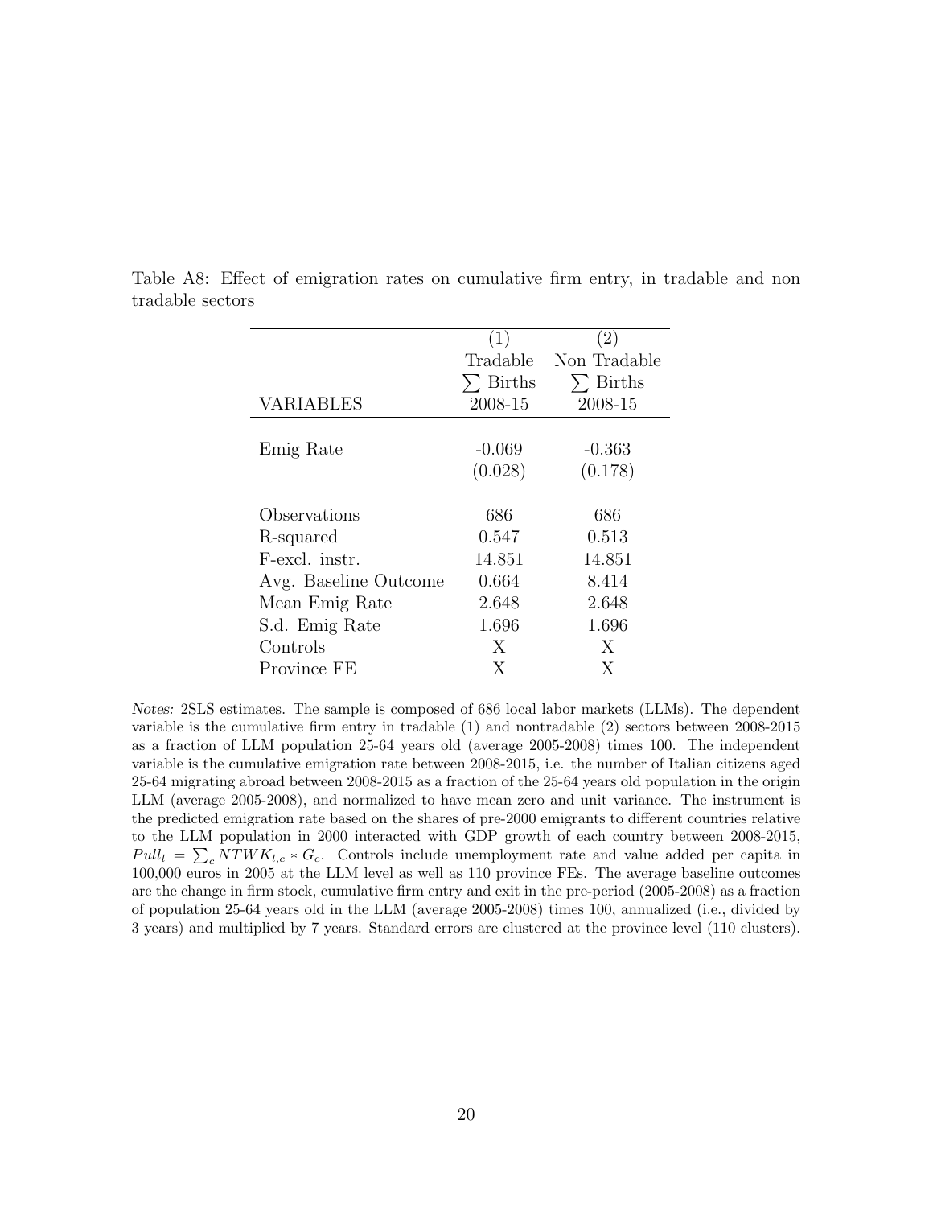Table A8: Effect of emigration rates on cumulative firm entry, in tradable and non tradable sectors

| VARIABLES | (1)<br>Tradable<br>$\sum$ Births<br>2008-15 | (2)<br>Non Tradable<br>$\sum$ Births<br>2008-15 |
|---|---|---|
| Emig Rate | -0.069 | -0.363 |
| | (0.028) | (0.178) |
| Observations | 686 | 686 |
| R-squared | 0.547 | 0.513 |
| F-excl. instr. | 14.851 | 14.851 |
| Avg. Baseline Outcome | 0.664 | 8.414 |
| Mean Emig Rate | 2.648 | 2.648 |
| S.d. Emig Rate | 1.696 | 1.696 |
| Controls | X | X |
| Province FE | X | X |

*Notes:* 2SLS estimates. The sample is composed of 686 local labor markets (LLMs). The dependent variable is the cumulative firm entry in tradable (1) and nontradable (2) sectors between 2008-2015 as a fraction of LLM population 25-64 years old (average 2005-2008) times 100. The independent variable is the cumulative emigration rate between 2008-2015, i.e. the number of Italian citizens aged 25-64 migrating abroad between 2008-2015 as a fraction of the 25-64 years old population in the origin LLM (average 2005-2008), and normalized to have mean zero and unit variance. The instrument is the predicted emigration rate based on the shares of pre-2000 emigrants to different countries relative to the LLM population in 2000 interacted with GDP growth of each country between 2008-2015, $Pull_l = \sum_c NTWK_{l,c} * G_c$. Controls include unemployment rate and value added per capita in 100,000 euros in 2005 at the LLM level as well as 110 province FEs. The average baseline outcomes are the change in firm stock, cumulative firm entry and exit in the pre-period (2005-2008) as a fraction of population 25-64 years old in the LLM (average 2005-2008) times 100, annualized (i.e., divided by 3 years) and multiplied by 7 years. Standard errors are clustered at the province level (110 clusters).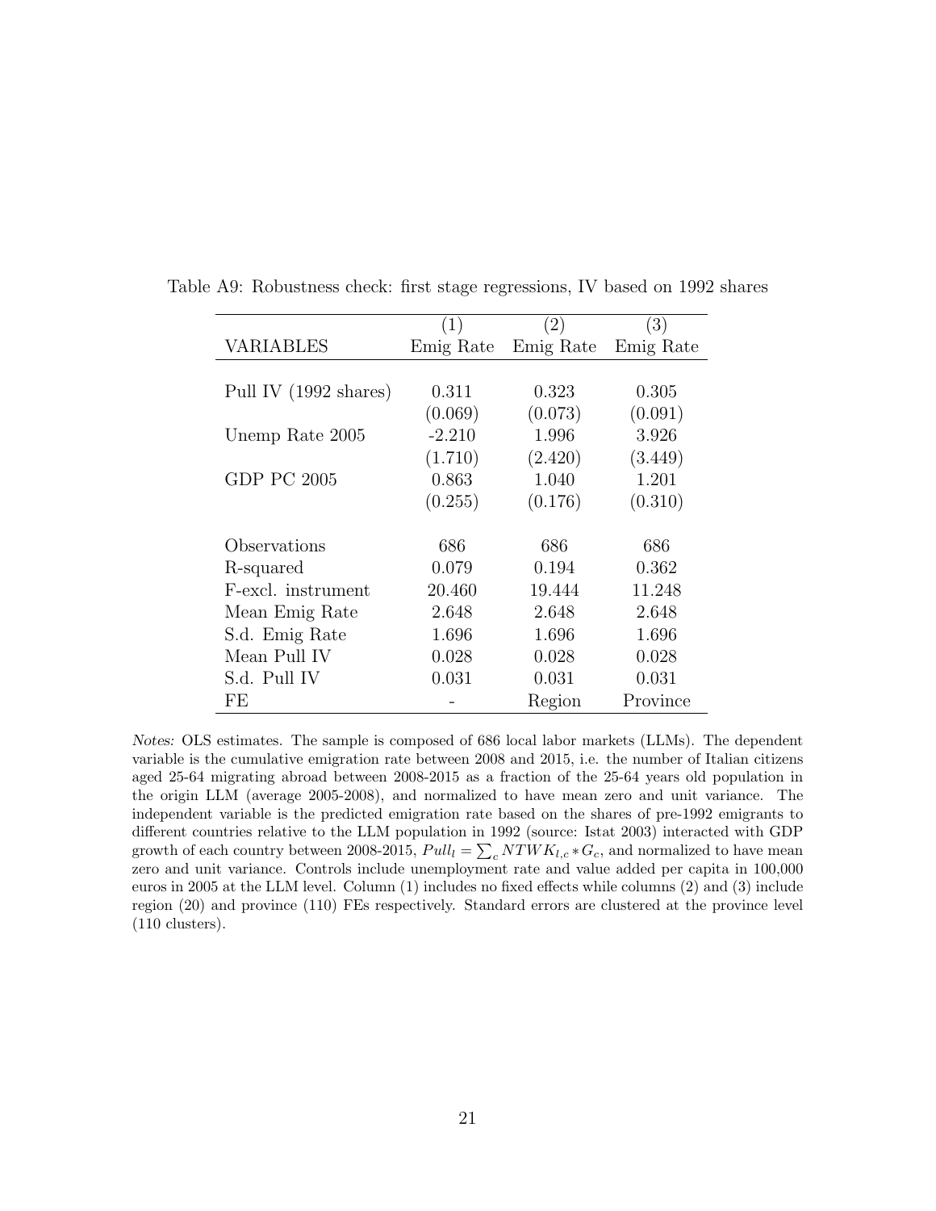Table A9: Robustness check: first stage regressions, IV based on 1992 shares

| VARIABLES | (1) Emig Rate | (2) Emig Rate | (3) Emig Rate |
|---|---|---|---|
| Pull IV (1992 shares) | 0.311 | 0.323 | 0.305 |
| | (0.069) | (0.073) | (0.091) |
| Unemp Rate 2005 | -2.210 | 1.996 | 3.926 |
| | (1.710) | (2.420) | (3.449) |
| GDP PC 2005 | 0.863 | 1.040 | 1.201 |
| | (0.255) | (0.176) | (0.310) |
| Observations | 686 | 686 | 686 |
| R-squared | 0.079 | 0.194 | 0.362 |
| F-excl. instrument | 20.460 | 19.444 | 11.248 |
| Mean Emig Rate | 2.648 | 2.648 | 2.648 |
| S.d. Emig Rate | 1.696 | 1.696 | 1.696 |
| Mean Pull IV | 0.028 | 0.028 | 0.028 |
| S.d. Pull IV | 0.031 | 0.031 | 0.031 |
| FE | - | Region | Province |

*Notes:* OLS estimates. The sample is composed of 686 local labor markets (LLMs). The dependent variable is the cumulative emigration rate between 2008 and 2015, i.e. the number of Italian citizens aged 25-64 migrating abroad between 2008-2015 as a fraction of the 25-64 years old population in the origin LLM (average 2005-2008), and normalized to have mean zero and unit variance. The independent variable is the predicted emigration rate based on the shares of pre-1992 emigrants to different countries relative to the LLM population in 1992 (source: Istat 2003) interacted with GDP growth of each country between 2008-2015, $Pull_l = \sum_c NTWK_{l,c} * G_c$, and normalized to have mean zero and unit variance. Controls include unemployment rate and value added per capita in 100,000 euros in 2005 at the LLM level. Column (1) includes no fixed effects while columns (2) and (3) include region (20) and province (110) FEs respectively. Standard errors are clustered at the province level (110 clusters).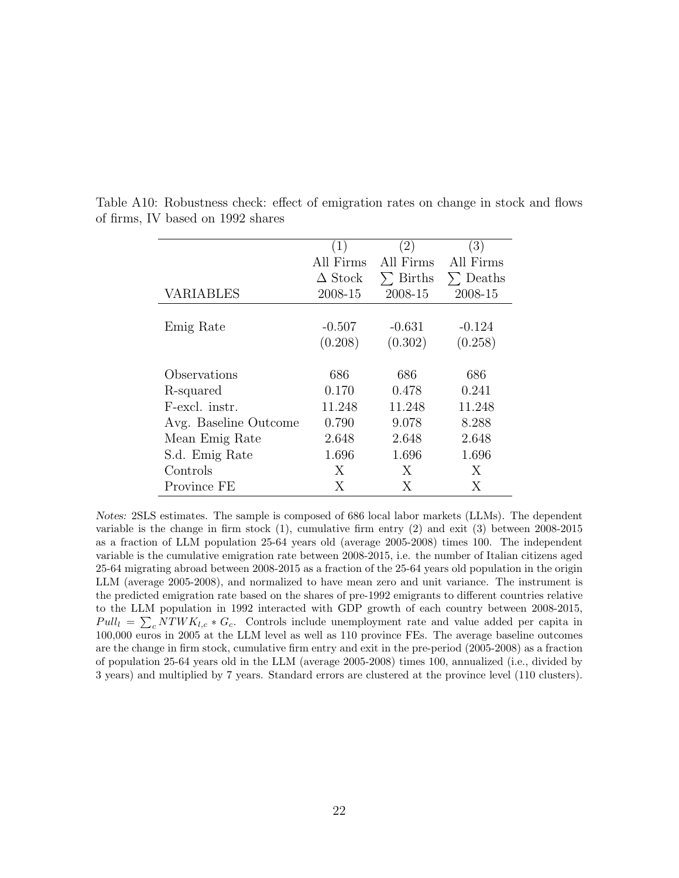Table A10: Robustness check: effect of emigration rates on change in stock and flows of firms, IV based on 1992 shares

| | (1) | (2) | (3) |
|---|---|---|---|
| | All Firms | All Firms | All Firms |
| | $\Delta$ Stock | $\sum$ Births | $\sum$ Deaths |
| VARIABLES | 2008-15 | 2008-15 | 2008-15 |
| Emig Rate | -0.507 | -0.631 | -0.124 |
| | (0.208) | (0.302) | (0.258) |
| Observations | 686 | 686 | 686 |
| R-squared | 0.170 | 0.478 | 0.241 |
| F-excl. instr. | 11.248 | 11.248 | 11.248 |
| Avg. Baseline Outcome | 0.790 | 9.078 | 8.288 |
| Mean Emig Rate | 2.648 | 2.648 | 2.648 |
| S.d. Emig Rate | 1.696 | 1.696 | 1.696 |
| Controls | X | X | X |
| Province FE | X | X | X |

*Notes:* 2SLS estimates. The sample is composed of 686 local labor markets (LLMs). The dependent variable is the change in firm stock (1), cumulative firm entry (2) and exit (3) between 2008-2015 as a fraction of LLM population 25-64 years old (average 2005-2008) times 100. The independent variable is the cumulative emigration rate between 2008-2015, i.e. the number of Italian citizens aged 25-64 migrating abroad between 2008-2015 as a fraction of the 25-64 years old population in the origin LLM (average 2005-2008), and normalized to have mean zero and unit variance. The instrument is the predicted emigration rate based on the shares of pre-1992 emigrants to different countries relative to the LLM population in 1992 interacted with GDP growth of each country between 2008-2015, $Pull_l = \sum_c NTWK_{l,c} * G_c$. Controls include unemployment rate and value added per capita in 100,000 euros in 2005 at the LLM level as well as 110 province FEs. The average baseline outcomes are the change in firm stock, cumulative firm entry and exit in the pre-period (2005-2008) as a fraction of population 25-64 years old in the LLM (average 2005-2008) times 100, annualized (i.e., divided by 3 years) and multiplied by 7 years. Standard errors are clustered at the province level (110 clusters).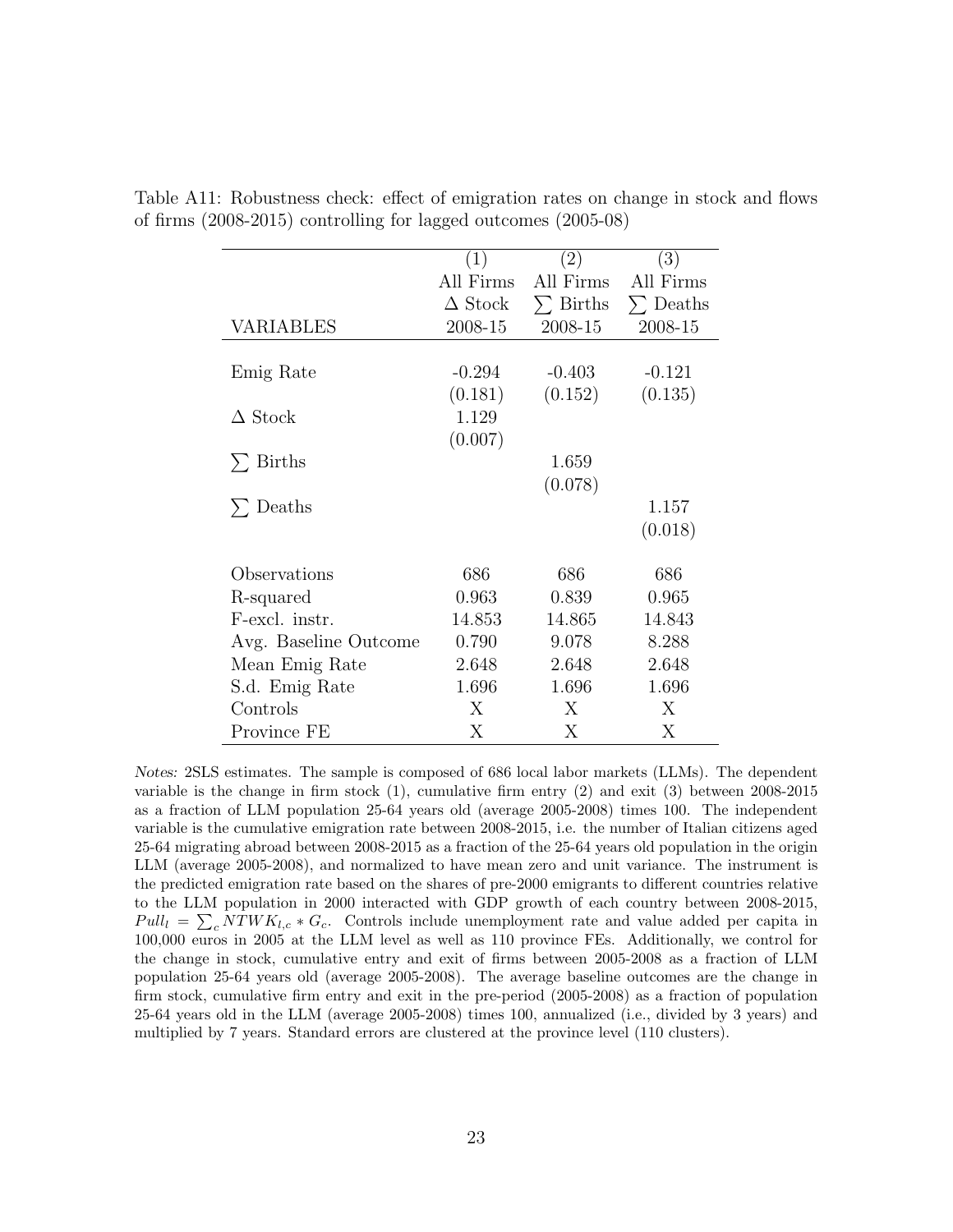Table A11: Robustness check: effect of emigration rates on change in stock and flows of firms (2008-2015) controlling for lagged outcomes (2005-08)

| VARIABLES | (1) All Firms $\Delta$ Stock 2008-15 | (2) All Firms $\sum$ Births 2008-15 | (3) All Firms $\sum$ Deaths 2008-15 |
|---|---|---|---|
| Emig Rate | -0.294 | -0.403 | -0.121 |
| | (0.181) | (0.152) | (0.135) |
| $\Delta$ Stock | 1.129 | | |
| | (0.007) | | |
| $\sum$ Births | | 1.659 | |
| | | (0.078) | |
| $\sum$ Deaths | | | 1.157 |
| | | | (0.018) |
| Observations | 686 | 686 | 686 |
| R-squared | 0.963 | 0.839 | 0.965 |
| F-excl. instr. | 14.853 | 14.865 | 14.843 |
| Avg. Baseline Outcome | 0.790 | 9.078 | 8.288 |
| Mean Emig Rate | 2.648 | 2.648 | 2.648 |
| S.d. Emig Rate | 1.696 | 1.696 | 1.696 |
| Controls | X | X | X |
| Province FE | X | X | X |

*Notes:* 2SLS estimates. The sample is composed of 686 local labor markets (LLMs). The dependent variable is the change in firm stock (1), cumulative firm entry (2) and exit (3) between 2008-2015 as a fraction of LLM population 25-64 years old (average 2005-2008) times 100. The independent variable is the cumulative emigration rate between 2008-2015, i.e. the number of Italian citizens aged 25-64 migrating abroad between 2008-2015 as a fraction of the 25-64 years old population in the origin LLM (average 2005-2008), and normalized to have mean zero and unit variance. The instrument is the predicted emigration rate based on the shares of pre-2000 emigrants to different countries relative to the LLM population in 2000 interacted with GDP growth of each country between 2008-2015, $Pull_l = \sum_c NTWK_{l,c} * G_c$. Controls include unemployment rate and value added per capita in 100,000 euros in 2005 at the LLM level as well as 110 province FEs. Additionally, we control for the change in stock, cumulative entry and exit of firms between 2005-2008 as a fraction of LLM population 25-64 years old (average 2005-2008). The average baseline outcomes are the change in firm stock, cumulative firm entry and exit in the pre-period (2005-2008) as a fraction of population 25-64 years old in the LLM (average 2005-2008) times 100, annualized (i.e., divided by 3 years) and multiplied by 7 years. Standard errors are clustered at the province level (110 clusters).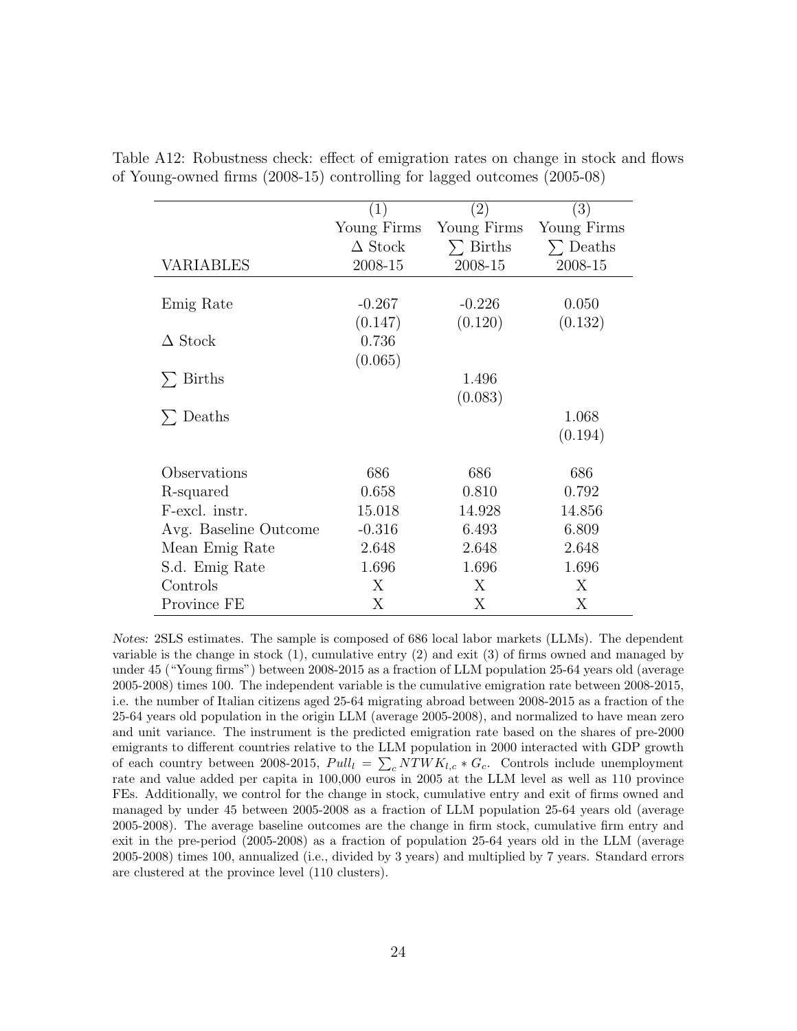Table A12: Robustness check: effect of emigration rates on change in stock and flows of Young-owned firms (2008-15) controlling for lagged outcomes (2005-08)

| VARIABLES | (1)<br>Young Firms<br>$\Delta$ Stock<br>2008-15 | (2)<br>Young Firms<br>$\sum$ Births<br>2008-15 | (3)<br>Young Firms<br>$\sum$ Deaths<br>2008-15 |
|---|---|---|---|
| Emig Rate | -0.267 | -0.226 | 0.050 |
| | (0.147) | (0.120) | (0.132) |
| $\Delta$ Stock | 0.736 | | |
| | (0.065) | | |
| $\sum$ Births | | 1.496 | |
| | | (0.083) | |
| $\sum$ Deaths | | | 1.068 |
| | | | (0.194) |
| Observations | 686 | 686 | 686 |
| R-squared | 0.658 | 0.810 | 0.792 |
| F-excl. instr. | 15.018 | 14.928 | 14.856 |
| Avg. Baseline Outcome | -0.316 | 6.493 | 6.809 |
| Mean Emig Rate | 2.648 | 2.648 | 2.648 |
| S.d. Emig Rate | 1.696 | 1.696 | 1.696 |
| Controls | X | X | X |
| Province FE | X | X | X |

*Notes:* 2SLS estimates. The sample is composed of 686 local labor markets (LLMs). The dependent variable is the change in stock (1), cumulative entry (2) and exit (3) of firms owned and managed by under 45 ("Young firms") between 2008-2015 as a fraction of LLM population 25-64 years old (average 2005-2008) times 100. The independent variable is the cumulative emigration rate between 2008-2015, i.e. the number of Italian citizens aged 25-64 migrating abroad between 2008-2015 as a fraction of the 25-64 years old population in the origin LLM (average 2005-2008), and normalized to have mean zero and unit variance. The instrument is the predicted emigration rate based on the shares of pre-2000 emigrants to different countries relative to the LLM population in 2000 interacted with GDP growth of each country between 2008-2015, $Pull_l = \sum_c NTWK_{l,c} * G_c$. Controls include unemployment rate and value added per capita in 100,000 euros in 2005 at the LLM level as well as 110 province FEs. Additionally, we control for the change in stock, cumulative entry and exit of firms owned and managed by under 45 between 2005-2008 as a fraction of LLM population 25-64 years old (average 2005-2008). The average baseline outcomes are the change in firm stock, cumulative firm entry and exit in the pre-period (2005-2008) as a fraction of population 25-64 years old in the LLM (average 2005-2008) times 100, annualized (i.e., divided by 3 years) and multiplied by 7 years. Standard errors are clustered at the province level (110 clusters).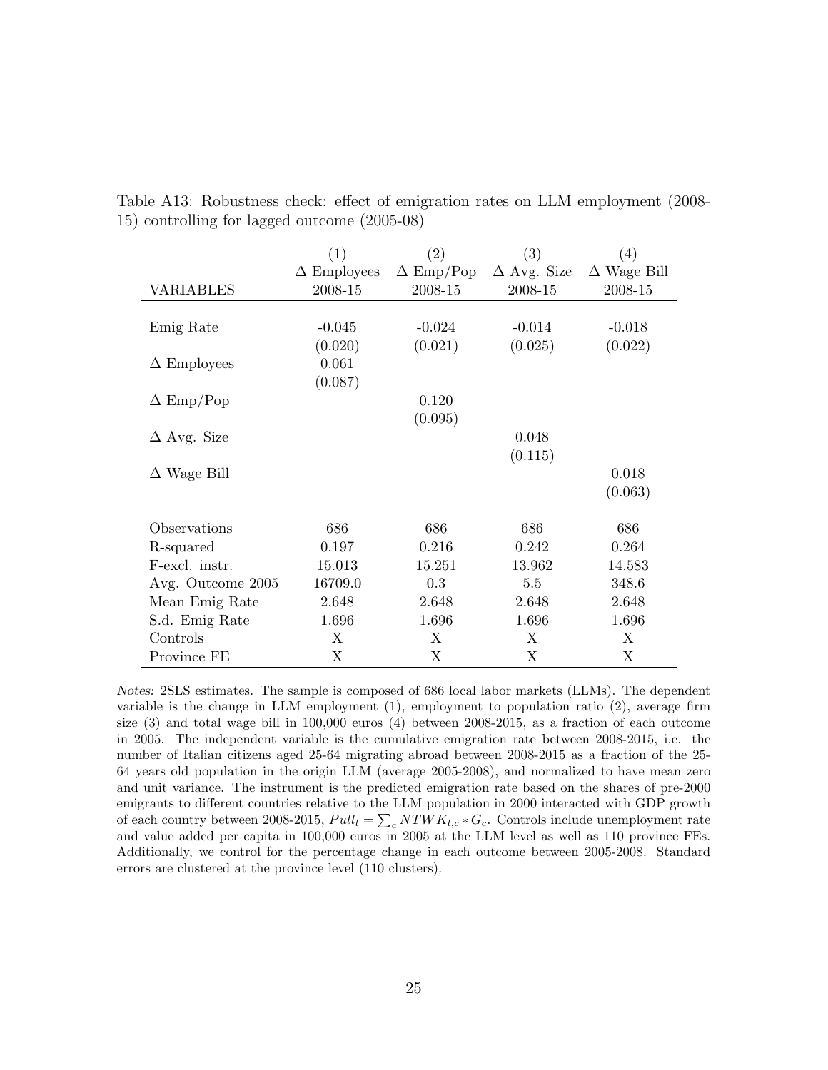Table A13: Robustness check: effect of emigration rates on LLM employment (2008-15) controlling for lagged outcome (2005-08)

| VARIABLES | (1)<br>$\Delta$ Employees<br>2008-15 | (2)<br>$\Delta$ Emp/Pop<br>2008-15 | (3)<br>$\Delta$ Avg. Size<br>2008-15 | (4)<br>$\Delta$ Wage Bill<br>2008-15 |
|---|---|---|---|---|
| Emig Rate | -0.045 | -0.024 | -0.014 | -0.018 |
| | (0.020) | (0.021) | (0.025) | (0.022) |
| $\Delta$ Employees | 0.061 | | | |
| | (0.087) | | | |
| $\Delta$ Emp/Pop | | 0.120 | | |
| | | (0.095) | | |
| $\Delta$ Avg. Size | | | 0.048 | |
| | | | (0.115) | |
| $\Delta$ Wage Bill | | | | 0.018 |
| | | | | (0.063) |
| Observations | 686 | 686 | 686 | 686 |
| R-squared | 0.197 | 0.216 | 0.242 | 0.264 |
| F-excl. instr. | 15.013 | 15.251 | 13.962 | 14.583 |
| Avg. Outcome 2005 | 16709.0 | 0.3 | 5.5 | 348.6 |
| Mean Emig Rate | 2.648 | 2.648 | 2.648 | 2.648 |
| S.d. Emig Rate | 1.696 | 1.696 | 1.696 | 1.696 |
| Controls | X | X | X | X |
| Province FE | X | X | X | X |

*Notes:* 2SLS estimates. The sample is composed of 686 local labor markets (LLMs). The dependent variable is the change in LLM employment (1), employment to population ratio (2), average firm size (3) and total wage bill in 100,000 euros (4) between 2008-2015, as a fraction of each outcome in 2005. The independent variable is the cumulative emigration rate between 2008-2015, i.e. the number of Italian citizens aged 25-64 migrating abroad between 2008-2015 as a fraction of the 25-64 years old population in the origin LLM (average 2005-2008), and normalized to have mean zero and unit variance. The instrument is the predicted emigration rate based on the shares of pre-2000 emigrants to different countries relative to the LLM population in 2000 interacted with GDP growth of each country between 2008-2015, $Pull_l = \sum_c NTWK_{l,c} * G_c$. Controls include unemployment rate and value added per capita in 100,000 euros in 2005 at the LLM level as well as 110 province FEs. Additionally, we control for the percentage change in each outcome between 2005-2008. Standard errors are clustered at the province level (110 clusters).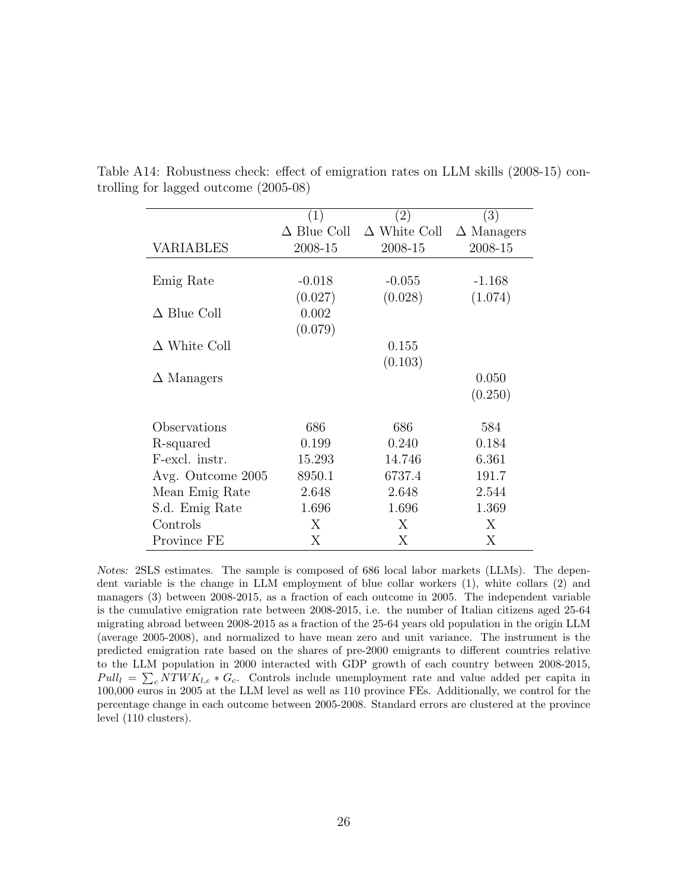Table A14: Robustness check: effect of emigration rates on LLM skills (2008-15) controlling for lagged outcome (2005-08)

| | (1) | (2) | (3) |
|---|---|---|---|
| | $\Delta$ Blue Coll | $\Delta$ White Coll | $\Delta$ Managers |
| VARIABLES | 2008-15 | 2008-15 | 2008-15 |
| Emig Rate | -0.018 | -0.055 | -1.168 |
| | (0.027) | (0.028) | (1.074) |
| $\Delta$ Blue Coll | 0.002 | | |
| | (0.079) | | |
| $\Delta$ White Coll | | 0.155 | |
| | | (0.103) | |
| $\Delta$ Managers | | | 0.050 |
| | | | (0.250) |
| Observations | 686 | 686 | 584 |
| R-squared | 0.199 | 0.240 | 0.184 |
| F-excl. instr. | 15.293 | 14.746 | 6.361 |
| Avg. Outcome 2005 | 8950.1 | 6737.4 | 191.7 |
| Mean Emig Rate | 2.648 | 2.648 | 2.544 |
| S.d. Emig Rate | 1.696 | 1.696 | 1.369 |
| Controls | X | X | X |
| Province FE | X | X | X |

*Notes:* 2SLS estimates. The sample is composed of 686 local labor markets (LLMs). The dependent variable is the change in LLM employment of blue collar workers (1), white collars (2) and managers (3) between 2008-2015, as a fraction of each outcome in 2005. The independent variable is the cumulative emigration rate between 2008-2015, i.e. the number of Italian citizens aged 25-64 migrating abroad between 2008-2015 as a fraction of the 25-64 years old population in the origin LLM (average 2005-2008), and normalized to have mean zero and unit variance. The instrument is the predicted emigration rate based on the shares of pre-2000 emigrants to different countries relative to the LLM population in 2000 interacted with GDP growth of each country between 2008-2015, $Pull_l = \sum_c NTWK_{l,c} * G_c$. Controls include unemployment rate and value added per capita in 100,000 euros in 2005 at the LLM level as well as 110 province FEs. Additionally, we control for the percentage change in each outcome between 2005-2008. Standard errors are clustered at the province level (110 clusters).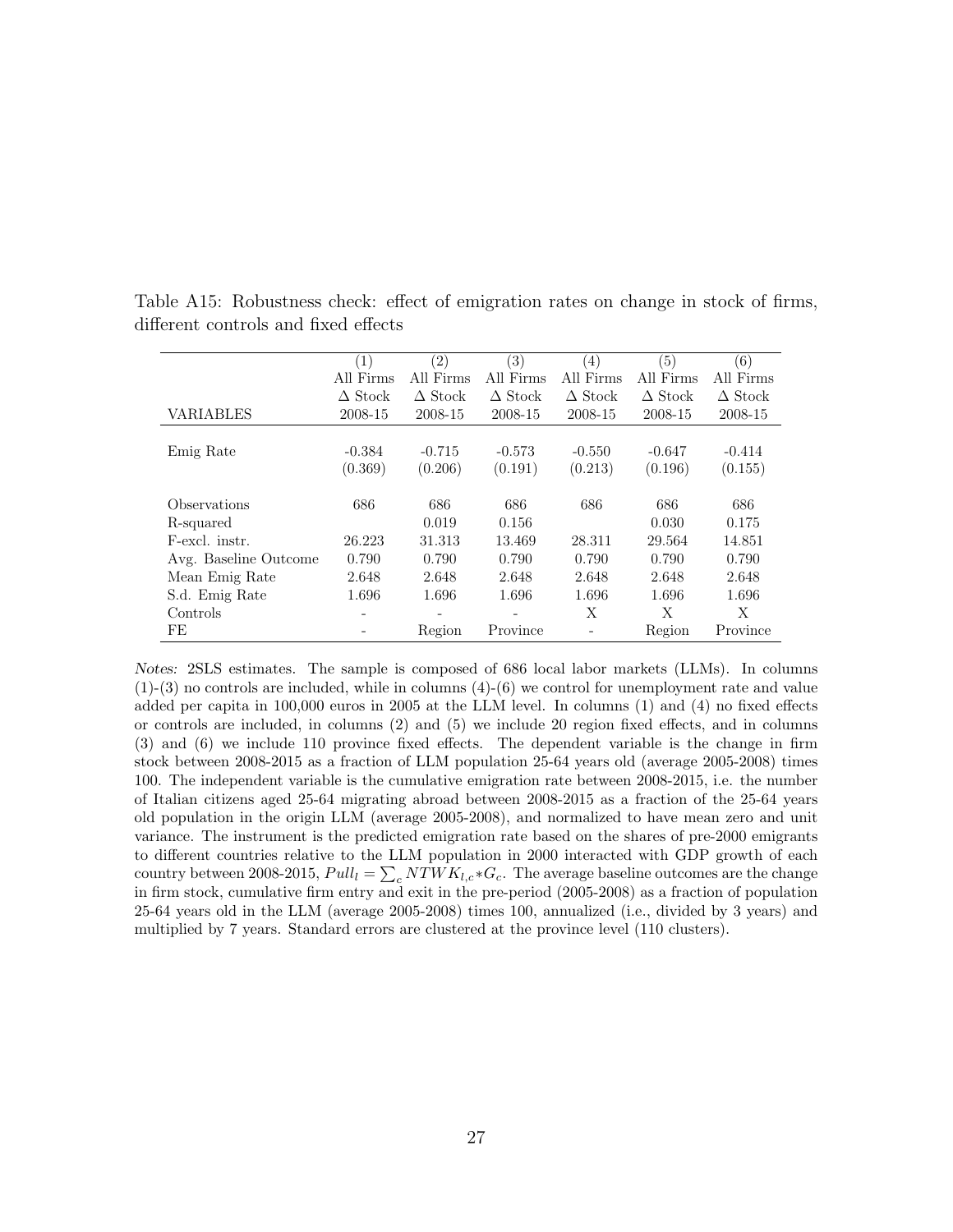Table A15: Robustness check: effect of emigration rates on change in stock of firms, different controls and fixed effects

| VARIABLES | (1)<br>All Firms<br>$\Delta$ Stock<br>2008-15 | (2)<br>All Firms<br>$\Delta$ Stock<br>2008-15 | (3)<br>All Firms<br>$\Delta$ Stock<br>2008-15 | (4)<br>All Firms<br>$\Delta$ Stock<br>2008-15 | (5)<br>All Firms<br>$\Delta$ Stock<br>2008-15 | (6)<br>All Firms<br>$\Delta$ Stock<br>2008-15 |
|---|---|---|---|---|---|---|
| Emig Rate | -0.384 | -0.715 | -0.573 | -0.550 | -0.647 | -0.414 |
| | (0.369) | (0.206) | (0.191) | (0.213) | (0.196) | (0.155) |
| Observations | 686 | 686 | 686 | 686 | 686 | 686 |
| R-squared | | 0.019 | 0.156 | | 0.030 | 0.175 |
| F-excl. instr. | 26.223 | 31.313 | 13.469 | 28.311 | 29.564 | 14.851 |
| Avg. Baseline Outcome | 0.790 | 0.790 | 0.790 | 0.790 | 0.790 | 0.790 |
| Mean Emig Rate | 2.648 | 2.648 | 2.648 | 2.648 | 2.648 | 2.648 |
| S.d. Emig Rate | 1.696 | 1.696 | 1.696 | 1.696 | 1.696 | 1.696 |
| Controls | - | - | - | X | X | X |
| FE | - | Region | Province | - | Region | Province |

*Notes:* 2SLS estimates. The sample is composed of 686 local labor markets (LLMs). In columns (1)-(3) no controls are included, while in columns (4)-(6) we control for unemployment rate and value added per capita in 100,000 euros in 2005 at the LLM level. In columns (1) and (4) no fixed effects or controls are included, in columns (2) and (5) we include 20 region fixed effects, and in columns (3) and (6) we include 110 province fixed effects. The dependent variable is the change in firm stock between 2008-2015 as a fraction of LLM population 25-64 years old (average 2005-2008) times 100. The independent variable is the cumulative emigration rate between 2008-2015, i.e. the number of Italian citizens aged 25-64 migrating abroad between 2008-2015 as a fraction of the 25-64 years old population in the origin LLM (average 2005-2008), and normalized to have mean zero and unit variance. The instrument is the predicted emigration rate based on the shares of pre-2000 emigrants to different countries relative to the LLM population in 2000 interacted with GDP growth of each country between 2008-2015, $Pull_l = \sum_c NTWK_{l,c} * G_c$. The average baseline outcomes are the change in firm stock, cumulative firm entry and exit in the pre-period (2005-2008) as a fraction of population 25-64 years old in the LLM (average 2005-2008) times 100, annualized (i.e., divided by 3 years) and multiplied by 7 years. Standard errors are clustered at the province level (110 clusters).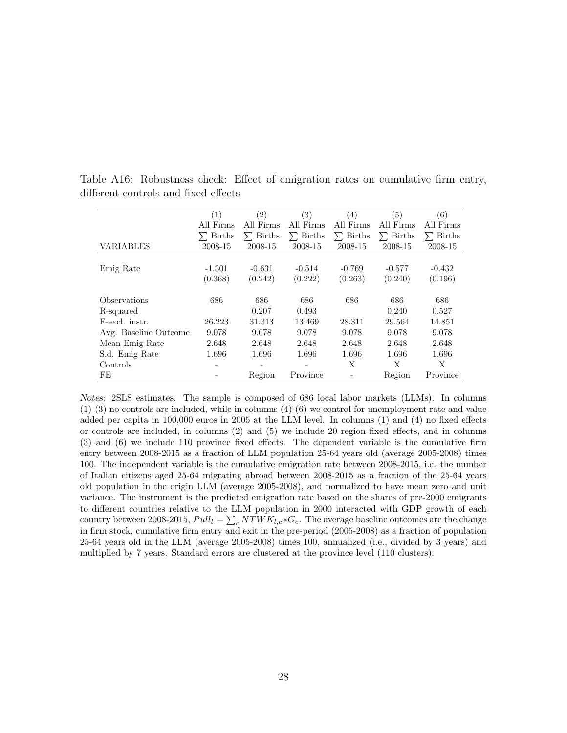Table A16: Robustness check: Effect of emigration rates on cumulative firm entry, different controls and fixed effects

| VARIABLES | (1)<br>All Firms<br>$\sum$ Births<br>2008-15 | (2)<br>All Firms<br>$\sum$ Births<br>2008-15 | (3)<br>All Firms<br>$\sum$ Births<br>2008-15 | (4)<br>All Firms<br>$\sum$ Births<br>2008-15 | (5)<br>All Firms<br>$\sum$ Births<br>2008-15 | (6)<br>All Firms<br>$\sum$ Births<br>2008-15 |
|---|---|---|---|---|---|---|
| Emig Rate | -1.301 | -0.631 | -0.514 | -0.769 | -0.577 | -0.432 |
| | (0.368) | (0.242) | (0.222) | (0.263) | (0.240) | (0.196) |
| Observations | 686 | 686 | 686 | 686 | 686 | 686 |
| R-squared | | 0.207 | 0.493 | | 0.240 | 0.527 |
| F-excl. instr. | 26.223 | 31.313 | 13.469 | 28.311 | 29.564 | 14.851 |
| Avg. Baseline Outcome | 9.078 | 9.078 | 9.078 | 9.078 | 9.078 | 9.078 |
| Mean Emig Rate | 2.648 | 2.648 | 2.648 | 2.648 | 2.648 | 2.648 |
| S.d. Emig Rate | 1.696 | 1.696 | 1.696 | 1.696 | 1.696 | 1.696 |
| Controls | - | - | - | X | X | X |
| FE | - | Region | Province | - | Region | Province |

*Notes:* 2SLS estimates. The sample is composed of 686 local labor markets (LLMs). In columns (1)-(3) no controls are included, while in columns (4)-(6) we control for unemployment rate and value added per capita in 100,000 euros in 2005 at the LLM level. In columns (1) and (4) no fixed effects or controls are included, in columns (2) and (5) we include 20 region fixed effects, and in columns (3) and (6) we include 110 province fixed effects. The dependent variable is the cumulative firm entry between 2008-2015 as a fraction of LLM population 25-64 years old (average 2005-2008) times 100. The independent variable is the cumulative emigration rate between 2008-2015, i.e. the number of Italian citizens aged 25-64 migrating abroad between 2008-2015 as a fraction of the 25-64 years old population in the origin LLM (average 2005-2008), and normalized to have mean zero and unit variance. The instrument is the predicted emigration rate based on the shares of pre-2000 emigrants to different countries relative to the LLM population in 2000 interacted with GDP growth of each country between 2008-2015, $Pull_l = \sum_c NTWK_{l,c} * G_c$. The average baseline outcomes are the change in firm stock, cumulative firm entry and exit in the pre-period (2005-2008) as a fraction of population 25-64 years old in the LLM (average 2005-2008) times 100, annualized (i.e., divided by 3 years) and multiplied by 7 years. Standard errors are clustered at the province level (110 clusters).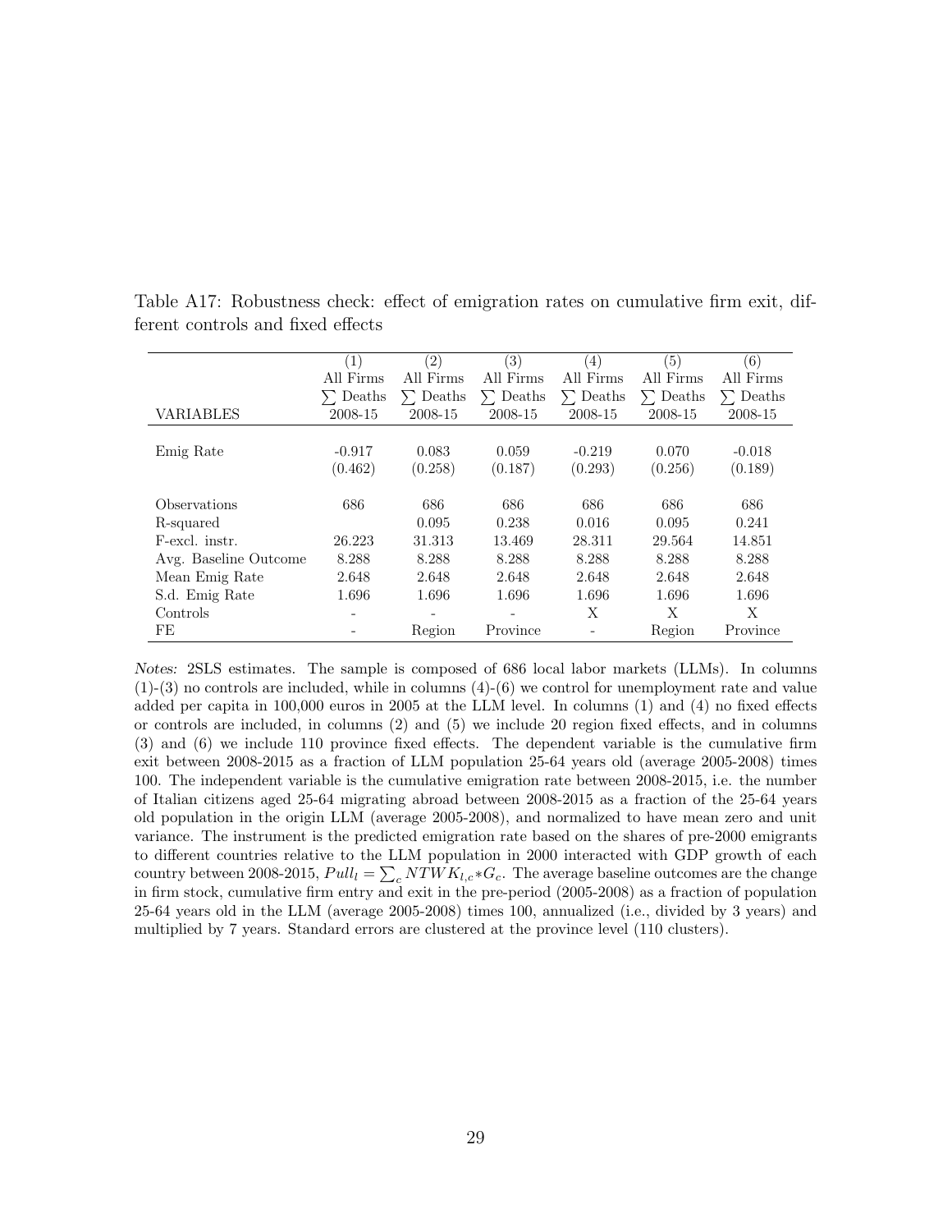Table A17: Robustness check: effect of emigration rates on cumulative firm exit, different controls and fixed effects

| VARIABLES | (1)<br>All Firms<br>$\sum$ Deaths<br>2008-15 | (2)<br>All Firms<br>$\sum$ Deaths<br>2008-15 | (3)<br>All Firms<br>$\sum$ Deaths<br>2008-15 | (4)<br>All Firms<br>$\sum$ Deaths<br>2008-15 | (5)<br>All Firms<br>$\sum$ Deaths<br>2008-15 | (6)<br>All Firms<br>$\sum$ Deaths<br>2008-15 |
|---|---|---|---|---|---|---|
| Emig Rate | -0.917 | 0.083 | 0.059 | -0.219 | 0.070 | -0.018 |
| | (0.462) | (0.258) | (0.187) | (0.293) | (0.256) | (0.189) |
| Observations | 686 | 686 | 686 | 686 | 686 | 686 |
| R-squared | | 0.095 | 0.238 | 0.016 | 0.095 | 0.241 |
| F-excl. instr. | 26.223 | 31.313 | 13.469 | 28.311 | 29.564 | 14.851 |
| Avg. Baseline Outcome | 8.288 | 8.288 | 8.288 | 8.288 | 8.288 | 8.288 |
| Mean Emig Rate | 2.648 | 2.648 | 2.648 | 2.648 | 2.648 | 2.648 |
| S.d. Emig Rate | 1.696 | 1.696 | 1.696 | 1.696 | 1.696 | 1.696 |
| Controls | - | - | - | X | X | X |
| FE | - | Region | Province | - | Region | Province |

*Notes:* 2SLS estimates. The sample is composed of 686 local labor markets (LLMs). In columns (1)-(3) no controls are included, while in columns (4)-(6) we control for unemployment rate and value added per capita in 100,000 euros in 2005 at the LLM level. In columns (1) and (4) no fixed effects or controls are included, in columns (2) and (5) we include 20 region fixed effects, and in columns (3) and (6) we include 110 province fixed effects. The dependent variable is the cumulative firm exit between 2008-2015 as a fraction of LLM population 25-64 years old (average 2005-2008) times 100. The independent variable is the cumulative emigration rate between 2008-2015, i.e. the number of Italian citizens aged 25-64 migrating abroad between 2008-2015 as a fraction of the 25-64 years old population in the origin LLM (average 2005-2008), and normalized to have mean zero and unit variance. The instrument is the predicted emigration rate based on the shares of pre-2000 emigrants to different countries relative to the LLM population in 2000 interacted with GDP growth of each country between 2008-2015, $Pull_l = \sum_c NTWK_{l,c} * G_c$. The average baseline outcomes are the change in firm stock, cumulative firm entry and exit in the pre-period (2005-2008) as a fraction of population 25-64 years old in the LLM (average 2005-2008) times 100, annualized (i.e., divided by 3 years) and multiplied by 7 years. Standard errors are clustered at the province level (110 clusters).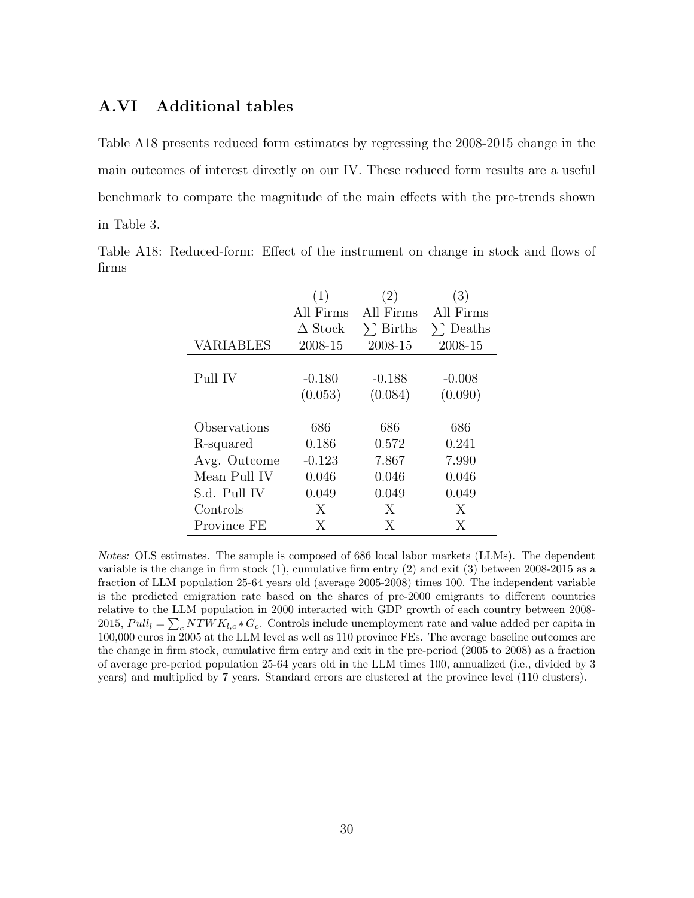## A.VI Additional tables

Table A18 presents reduced form estimates by regressing the 2008-2015 change in the main outcomes of interest directly on our IV. These reduced form results are a useful benchmark to compare the magnitude of the main effects with the pre-trends shown in Table 3.

Table A18: Reduced-form: Effect of the instrument on change in stock and flows of firms

| | (1) | (2) | (3) |
|---|---|---|---|
| | All Firms | All Firms | All Firms |
| | $\Delta$ Stock | $\sum$ Births | $\sum$ Deaths |
| VARIABLES | 2008-15 | 2008-15 | 2008-15 |
| Pull IV | -0.180 | -0.188 | -0.008 |
| | (0.053) | (0.084) | (0.090) |
| Observations | 686 | 686 | 686 |
| R-squared | 0.186 | 0.572 | 0.241 |
| Avg. Outcome | -0.123 | 7.867 | 7.990 |
| Mean Pull IV | 0.046 | 0.046 | 0.046 |
| S.d. Pull IV | 0.049 | 0.049 | 0.049 |
| Controls | X | X | X |
| Province FE | X | X | X |

*Notes:* OLS estimates. The sample is composed of 686 local labor markets (LLMs). The dependent variable is the change in firm stock (1), cumulative firm entry (2) and exit (3) between 2008-2015 as a fraction of LLM population 25-64 years old (average 2005-2008) times 100. The independent variable is the predicted emigration rate based on the shares of pre-2000 emigrants to different countries relative to the LLM population in 2000 interacted with GDP growth of each country between 2008-2015, $Pull_l = \sum_c NTWK_{l,c} * G_c$. Controls include unemployment rate and value added per capita in 100,000 euros in 2005 at the LLM level as well as 110 province FEs. The average baseline outcomes are the change in firm stock, cumulative firm entry and exit in the pre-period (2005 to 2008) as a fraction of average pre-period population 25-64 years old in the LLM times 100, annualized (i.e., divided by 3 years) and multiplied by 7 years. Standard errors are clustered at the province level (110 clusters).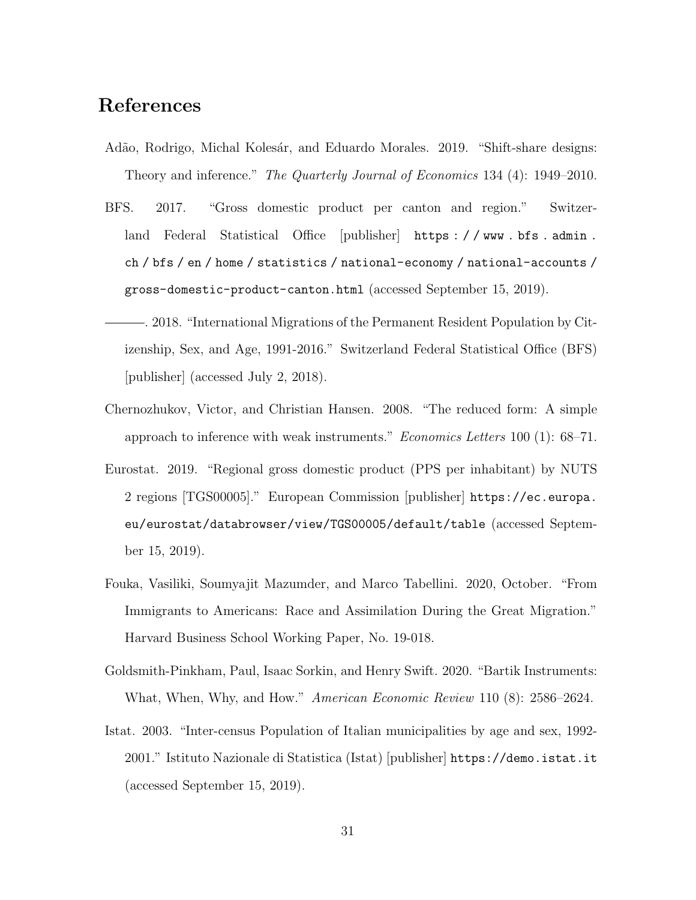# References

Adão, Rodrigo, Michal Kolesár, and Eduardo Morales. 2019. "Shift-share designs: Theory and inference." *The Quarterly Journal of Economics* 134 (4): 1949–2010.

BFS. 2017. "Gross domestic product per canton and region." Switzerland Federal Statistical Office [publisher] https://www.bfs.admin.ch/bfs/en/home/statistics/national-economy/national-accounts/gross-domestic-product-canton.html (accessed September 15, 2019).

———. 2018. "International Migrations of the Permanent Resident Population by Citizenship, Sex, and Age, 1991-2016." Switzerland Federal Statistical Office (BFS) [publisher] (accessed July 2, 2018).

Chernozhukov, Victor, and Christian Hansen. 2008. "The reduced form: A simple approach to inference with weak instruments." *Economics Letters* 100 (1): 68–71.

Eurostat. 2019. "Regional gross domestic product (PPS per inhabitant) by NUTS 2 regions [TGS00005]." European Commission [publisher] https://ec.europa.eu/eurostat/databrowser/view/TGS00005/default/table (accessed September 15, 2019).

Fouka, Vasiliki, Soumyajit Mazumder, and Marco Tabellini. 2020, October. "From Immigrants to Americans: Race and Assimilation During the Great Migration." Harvard Business School Working Paper, No. 19-018.

Goldsmith-Pinkham, Paul, Isaac Sorkin, and Henry Swift. 2020. "Bartik Instruments: What, When, Why, and How." *American Economic Review* 110 (8): 2586–2624.

Istat. 2003. "Inter-census Population of Italian municipalities by age and sex, 1992-2001." Istituto Nazionale di Statistica (Istat) [publisher] https://demo.istat.it (accessed September 15, 2019).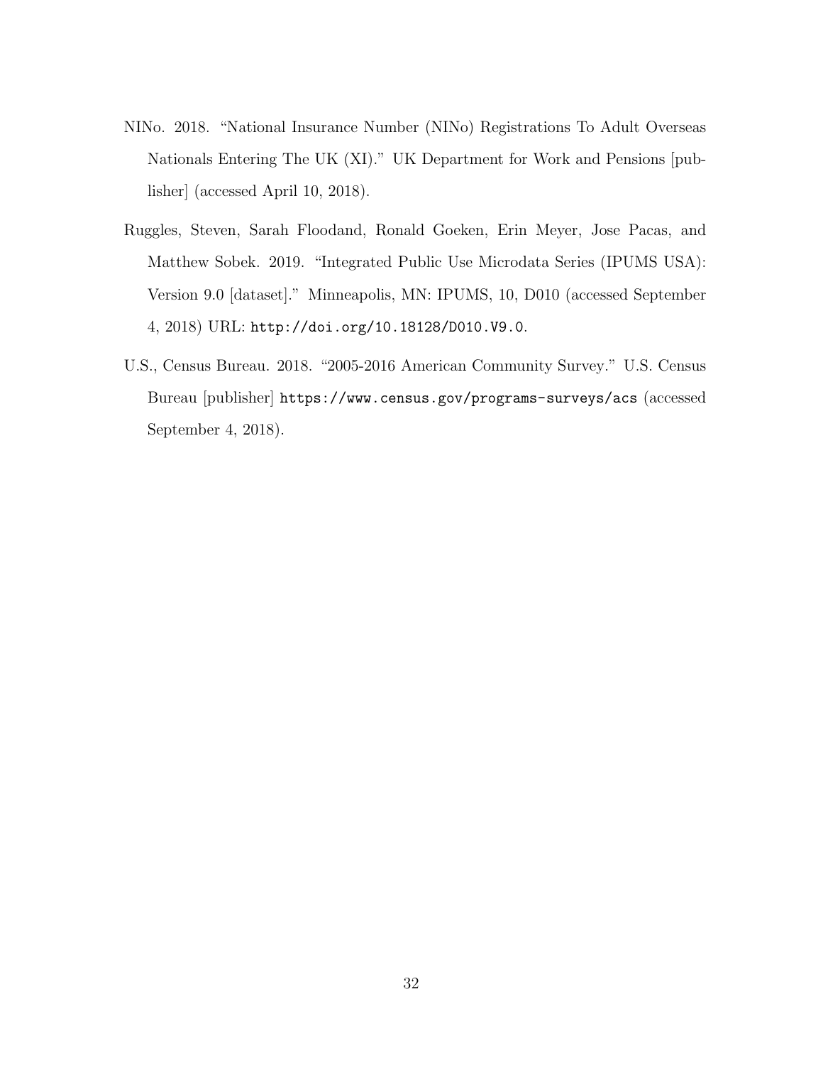NINo. 2018. "National Insurance Number (NINo) Registrations To Adult Overseas Nationals Entering The UK (XI)." UK Department for Work and Pensions [publisher] (accessed April 10, 2018).

Ruggles, Steven, Sarah Floodand, Ronald Goeken, Erin Meyer, Jose Pacas, and Matthew Sobek. 2019. "Integrated Public Use Microdata Series (IPUMS USA): Version 9.0 [dataset]." Minneapolis, MN: IPUMS, 10, D010 (accessed September 4, 2018) URL: `http://doi.org/10.18128/D010.V9.0`.

U.S., Census Bureau. 2018. "2005-2016 American Community Survey." U.S. Census Bureau [publisher] `https://www.census.gov/programs-surveys/acs` (accessed September 4, 2018).